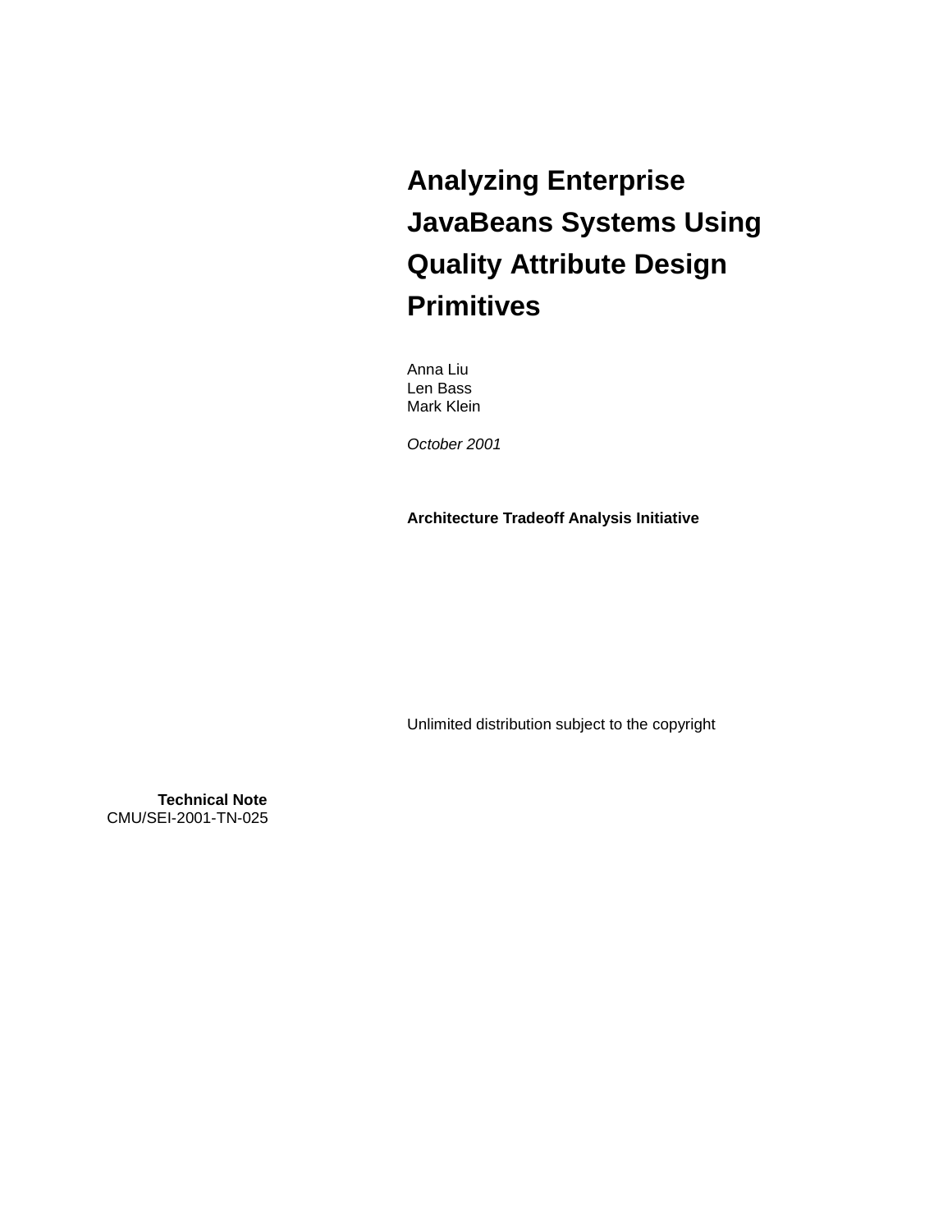# Analyzing Enterprise JavaBeans Systems Using Quality Attribute Design Primitives

Anna Liu
Len Bass
Mark Klein

*October 2001*

**Architecture Tradeoff Analysis Initiative**

Unlimited distribution subject to the copyright

**Technical Note**
CMU/SEI-2001-TN-025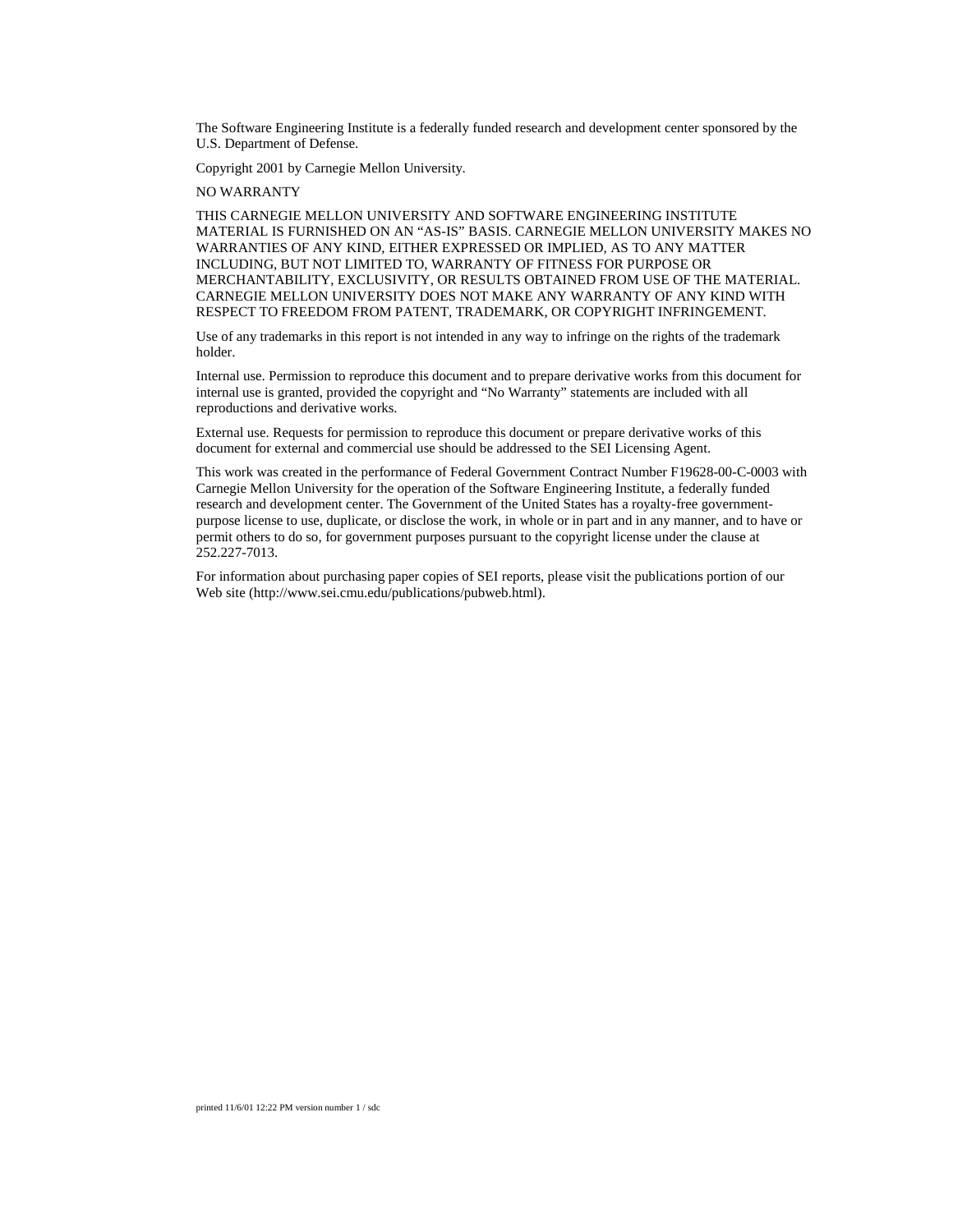The Software Engineering Institute is a federally funded research and development center sponsored by the U.S. Department of Defense.

Copyright 2001 by Carnegie Mellon University.

NO WARRANTY

THIS CARNEGIE MELLON UNIVERSITY AND SOFTWARE ENGINEERING INSTITUTE MATERIAL IS FURNISHED ON AN "AS-IS" BASIS. CARNEGIE MELLON UNIVERSITY MAKES NO WARRANTIES OF ANY KIND, EITHER EXPRESSED OR IMPLIED, AS TO ANY MATTER INCLUDING, BUT NOT LIMITED TO, WARRANTY OF FITNESS FOR PURPOSE OR MERCHANTABILITY, EXCLUSIVITY, OR RESULTS OBTAINED FROM USE OF THE MATERIAL. CARNEGIE MELLON UNIVERSITY DOES NOT MAKE ANY WARRANTY OF ANY KIND WITH RESPECT TO FREEDOM FROM PATENT, TRADEMARK, OR COPYRIGHT INFRINGEMENT.

Use of any trademarks in this report is not intended in any way to infringe on the rights of the trademark holder.

Internal use. Permission to reproduce this document and to prepare derivative works from this document for internal use is granted, provided the copyright and "No Warranty" statements are included with all reproductions and derivative works.

External use. Requests for permission to reproduce this document or prepare derivative works of this document for external and commercial use should be addressed to the SEI Licensing Agent.

This work was created in the performance of Federal Government Contract Number F19628-00-C-0003 with Carnegie Mellon University for the operation of the Software Engineering Institute, a federally funded research and development center. The Government of the United States has a royalty-free government-purpose license to use, duplicate, or disclose the work, in whole or in part and in any manner, and to have or permit others to do so, for government purposes pursuant to the copyright license under the clause at 252.227-7013.

For information about purchasing paper copies of SEI reports, please visit the publications portion of our Web site (http://www.sei.cmu.edu/publications/pubweb.html).

printed 11/6/01 12:22 PM version number 1 / sdc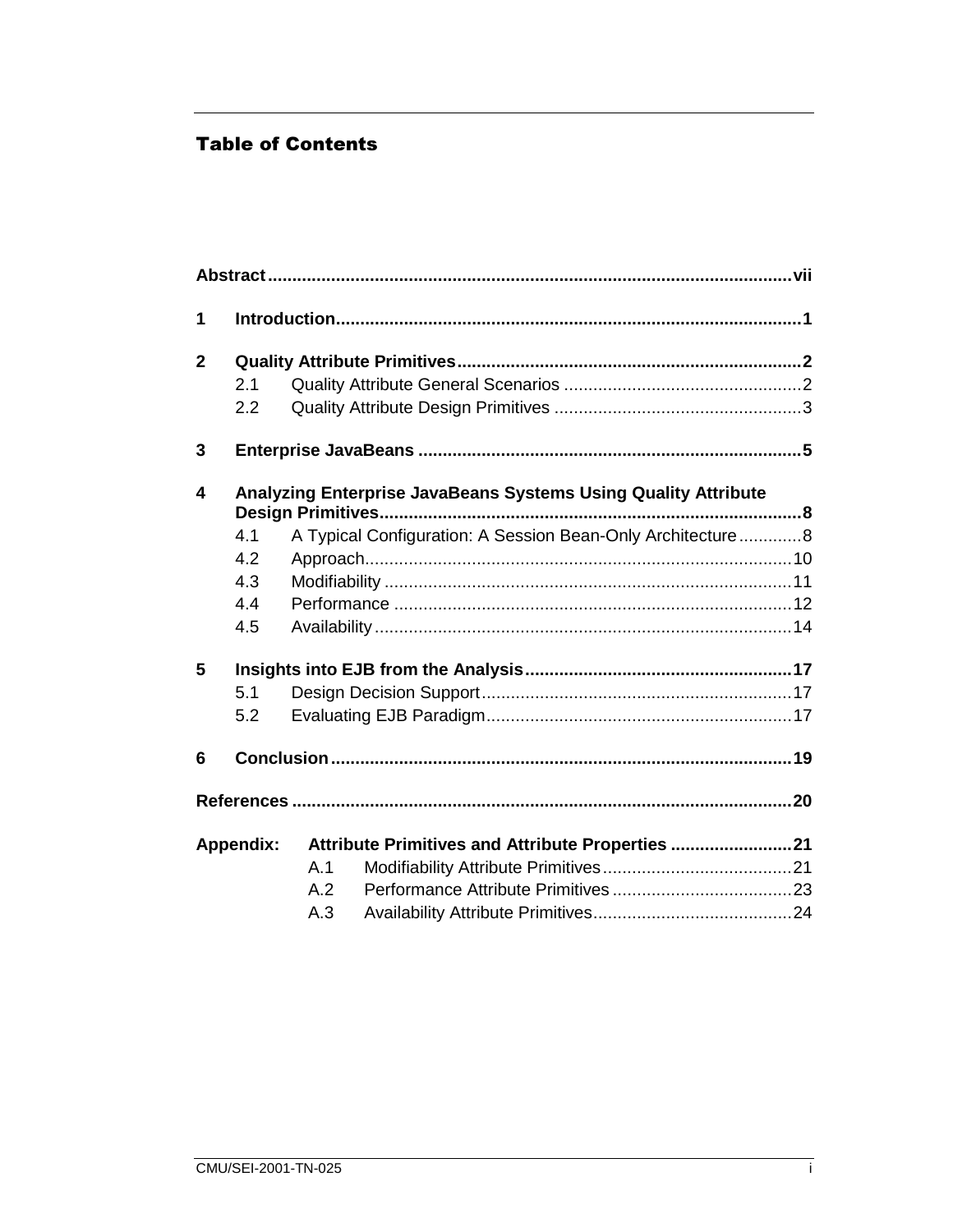## Table of Contents

**Abstract** ..... **vii**

**1 Introduction** ..... **1**

**2 Quality Attribute Primitives** ..... **2**
- 2.1 Quality Attribute General Scenarios ..... 2
- 2.2 Quality Attribute Design Primitives ..... 3

**3 Enterprise JavaBeans** ..... **5**

**4 Analyzing Enterprise JavaBeans Systems Using Quality Attribute Design Primitives** ..... **8**
- 4.1 A Typical Configuration: A Session Bean-Only Architecture ..... 8
- 4.2 Approach ..... 10
- 4.3 Modifiability ..... 11
- 4.4 Performance ..... 12
- 4.5 Availability ..... 14

**5 Insights into EJB from the Analysis** ..... **17**
- 5.1 Design Decision Support ..... 17
- 5.2 Evaluating EJB Paradigm ..... 17

**6 Conclusion** ..... **19**

**References** ..... **20**

**Appendix: Attribute Primitives and Attribute Properties** ..... **21**
- A.1 Modifiability Attribute Primitives ..... 21
- A.2 Performance Attribute Primitives ..... 23
- A.3 Availability Attribute Primitives ..... 24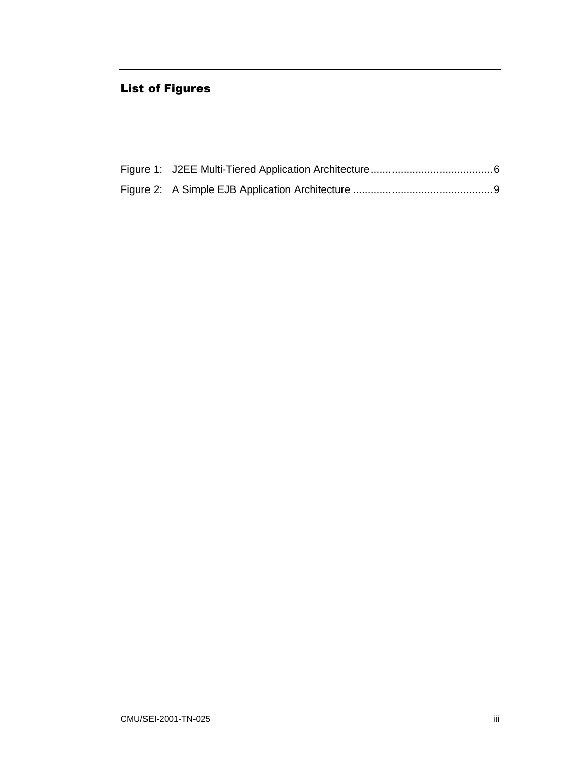# List of Figures

Figure 1: J2EE Multi-Tiered Application Architecture .........................................6

Figure 2: A Simple EJB Application Architecture ..............................................9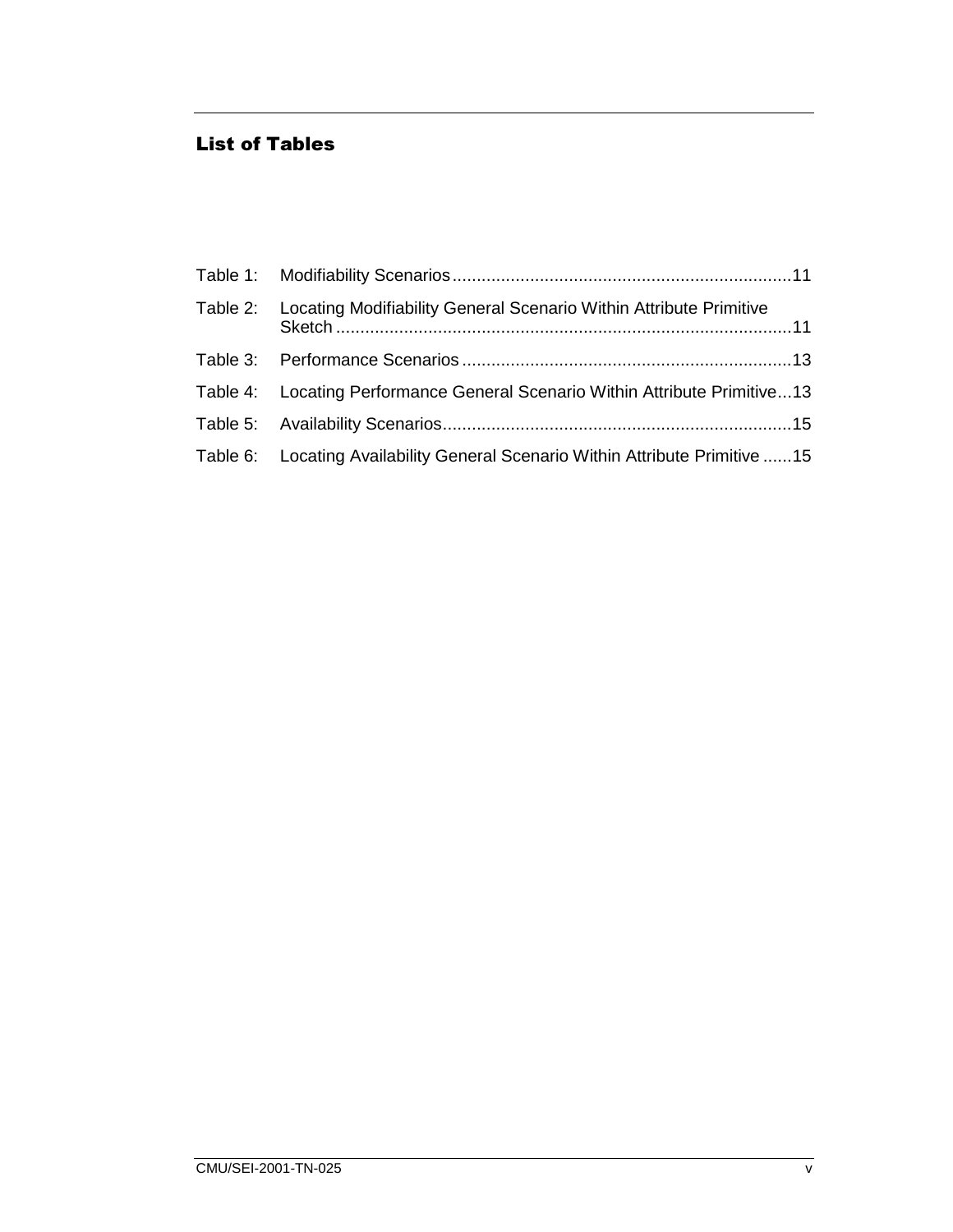## List of Tables

Table 1: Modifiability Scenarios ......................................................................11

Table 2: Locating Modifiability General Scenario Within Attribute Primitive Sketch ..............................................................................................11

Table 3: Performance Scenarios ....................................................................13

Table 4: Locating Performance General Scenario Within Attribute Primitive...13

Table 5: Availability Scenarios........................................................................15

Table 6: Locating Availability General Scenario Within Attribute Primitive ......15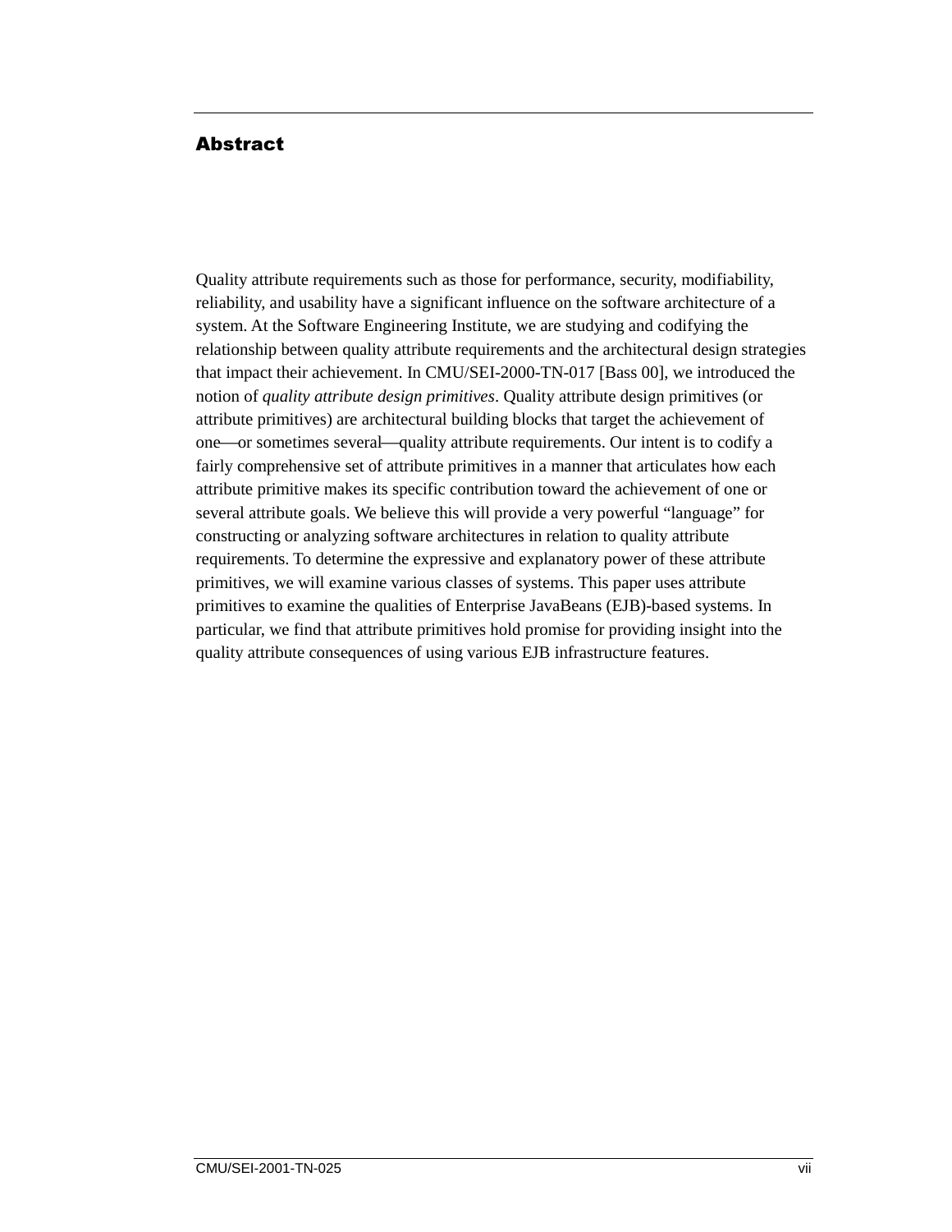## Abstract

Quality attribute requirements such as those for performance, security, modifiability, reliability, and usability have a significant influence on the software architecture of a system. At the Software Engineering Institute, we are studying and codifying the relationship between quality attribute requirements and the architectural design strategies that impact their achievement. In CMU/SEI-2000-TN-017 [Bass 00], we introduced the notion of *quality attribute design primitives*. Quality attribute design primitives (or attribute primitives) are architectural building blocks that target the achievement of one—or sometimes several—quality attribute requirements. Our intent is to codify a fairly comprehensive set of attribute primitives in a manner that articulates how each attribute primitive makes its specific contribution toward the achievement of one or several attribute goals. We believe this will provide a very powerful "language" for constructing or analyzing software architectures in relation to quality attribute requirements. To determine the expressive and explanatory power of these attribute primitives, we will examine various classes of systems. This paper uses attribute primitives to examine the qualities of Enterprise JavaBeans (EJB)-based systems. In particular, we find that attribute primitives hold promise for providing insight into the quality attribute consequences of using various EJB infrastructure features.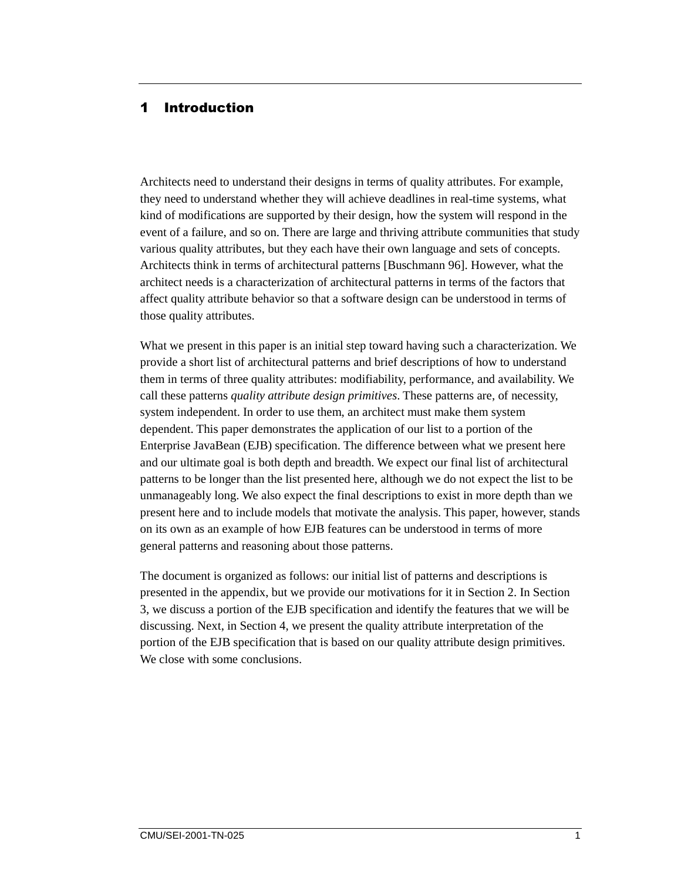# 1 Introduction

Architects need to understand their designs in terms of quality attributes. For example, they need to understand whether they will achieve deadlines in real-time systems, what kind of modifications are supported by their design, how the system will respond in the event of a failure, and so on. There are large and thriving attribute communities that study various quality attributes, but they each have their own language and sets of concepts. Architects think in terms of architectural patterns [Buschmann 96]. However, what the architect needs is a characterization of architectural patterns in terms of the factors that affect quality attribute behavior so that a software design can be understood in terms of those quality attributes.

What we present in this paper is an initial step toward having such a characterization. We provide a short list of architectural patterns and brief descriptions of how to understand them in terms of three quality attributes: modifiability, performance, and availability. We call these patterns *quality attribute design primitives*. These patterns are, of necessity, system independent. In order to use them, an architect must make them system dependent. This paper demonstrates the application of our list to a portion of the Enterprise JavaBean (EJB) specification. The difference between what we present here and our ultimate goal is both depth and breadth. We expect our final list of architectural patterns to be longer than the list presented here, although we do not expect the list to be unmanageably long. We also expect the final descriptions to exist in more depth than we present here and to include models that motivate the analysis. This paper, however, stands on its own as an example of how EJB features can be understood in terms of more general patterns and reasoning about those patterns.

The document is organized as follows: our initial list of patterns and descriptions is presented in the appendix, but we provide our motivations for it in Section 2. In Section 3, we discuss a portion of the EJB specification and identify the features that we will be discussing. Next, in Section 4, we present the quality attribute interpretation of the portion of the EJB specification that is based on our quality attribute design primitives. We close with some conclusions.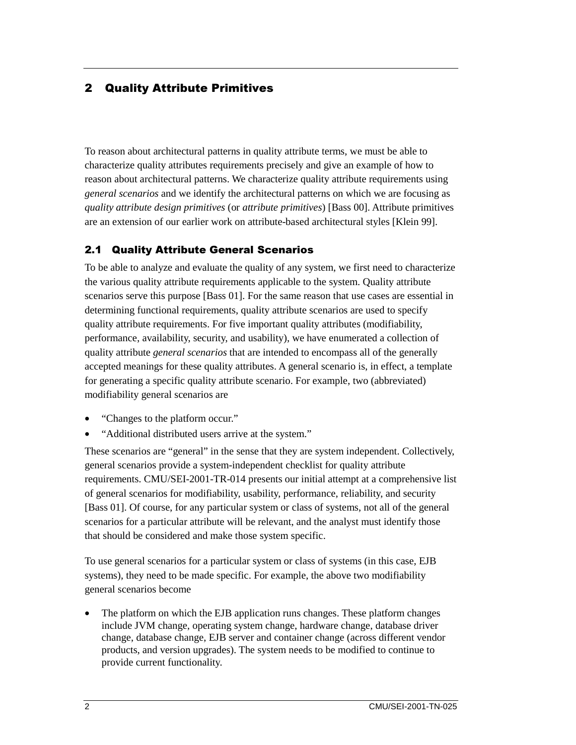# 2 Quality Attribute Primitives

To reason about architectural patterns in quality attribute terms, we must be able to characterize quality attributes requirements precisely and give an example of how to reason about architectural patterns. We characterize quality attribute requirements using *general scenarios* and we identify the architectural patterns on which we are focusing as *quality attribute design primitives* (or *attribute primitives*) [Bass 00]. Attribute primitives are an extension of our earlier work on attribute-based architectural styles [Klein 99].

## 2.1 Quality Attribute General Scenarios

To be able to analyze and evaluate the quality of any system, we first need to characterize the various quality attribute requirements applicable to the system. Quality attribute scenarios serve this purpose [Bass 01]. For the same reason that use cases are essential in determining functional requirements, quality attribute scenarios are used to specify quality attribute requirements. For five important quality attributes (modifiability, performance, availability, security, and usability), we have enumerated a collection of quality attribute *general scenarios* that are intended to encompass all of the generally accepted meanings for these quality attributes. A general scenario is, in effect, a template for generating a specific quality attribute scenario. For example, two (abbreviated) modifiability general scenarios are

- "Changes to the platform occur."
- "Additional distributed users arrive at the system."

These scenarios are "general" in the sense that they are system independent. Collectively, general scenarios provide a system-independent checklist for quality attribute requirements. CMU/SEI-2001-TR-014 presents our initial attempt at a comprehensive list of general scenarios for modifiability, usability, performance, reliability, and security [Bass 01]. Of course, for any particular system or class of systems, not all of the general scenarios for a particular attribute will be relevant, and the analyst must identify those that should be considered and make those system specific.

To use general scenarios for a particular system or class of systems (in this case, EJB systems), they need to be made specific. For example, the above two modifiability general scenarios become

- The platform on which the EJB application runs changes. These platform changes include JVM change, operating system change, hardware change, database driver change, database change, EJB server and container change (across different vendor products, and version upgrades). The system needs to be modified to continue to provide current functionality.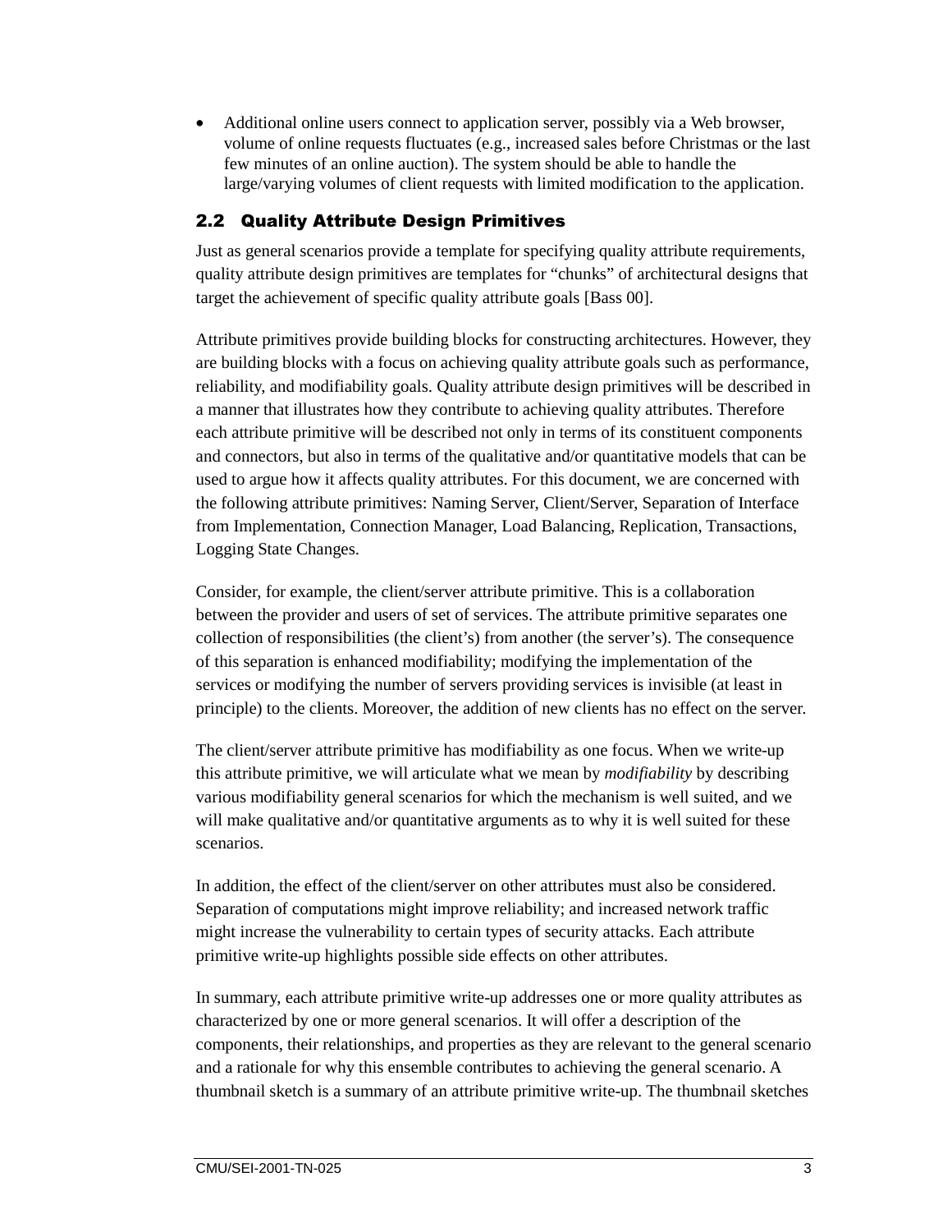- Additional online users connect to application server, possibly via a Web browser, volume of online requests fluctuates (e.g., increased sales before Christmas or the last few minutes of an online auction). The system should be able to handle the large/varying volumes of client requests with limited modification to the application.

## 2.2 Quality Attribute Design Primitives

Just as general scenarios provide a template for specifying quality attribute requirements, quality attribute design primitives are templates for "chunks" of architectural designs that target the achievement of specific quality attribute goals [Bass 00].

Attribute primitives provide building blocks for constructing architectures. However, they are building blocks with a focus on achieving quality attribute goals such as performance, reliability, and modifiability goals. Quality attribute design primitives will be described in a manner that illustrates how they contribute to achieving quality attributes. Therefore each attribute primitive will be described not only in terms of its constituent components and connectors, but also in terms of the qualitative and/or quantitative models that can be used to argue how it affects quality attributes. For this document, we are concerned with the following attribute primitives: Naming Server, Client/Server, Separation of Interface from Implementation, Connection Manager, Load Balancing, Replication, Transactions, Logging State Changes.

Consider, for example, the client/server attribute primitive. This is a collaboration between the provider and users of set of services. The attribute primitive separates one collection of responsibilities (the client's) from another (the server's). The consequence of this separation is enhanced modifiability; modifying the implementation of the services or modifying the number of servers providing services is invisible (at least in principle) to the clients. Moreover, the addition of new clients has no effect on the server.

The client/server attribute primitive has modifiability as one focus. When we write-up this attribute primitive, we will articulate what we mean by *modifiability* by describing various modifiability general scenarios for which the mechanism is well suited, and we will make qualitative and/or quantitative arguments as to why it is well suited for these scenarios.

In addition, the effect of the client/server on other attributes must also be considered. Separation of computations might improve reliability; and increased network traffic might increase the vulnerability to certain types of security attacks. Each attribute primitive write-up highlights possible side effects on other attributes.

In summary, each attribute primitive write-up addresses one or more quality attributes as characterized by one or more general scenarios. It will offer a description of the components, their relationships, and properties as they are relevant to the general scenario and a rationale for why this ensemble contributes to achieving the general scenario. A thumbnail sketch is a summary of an attribute primitive write-up. The thumbnail sketches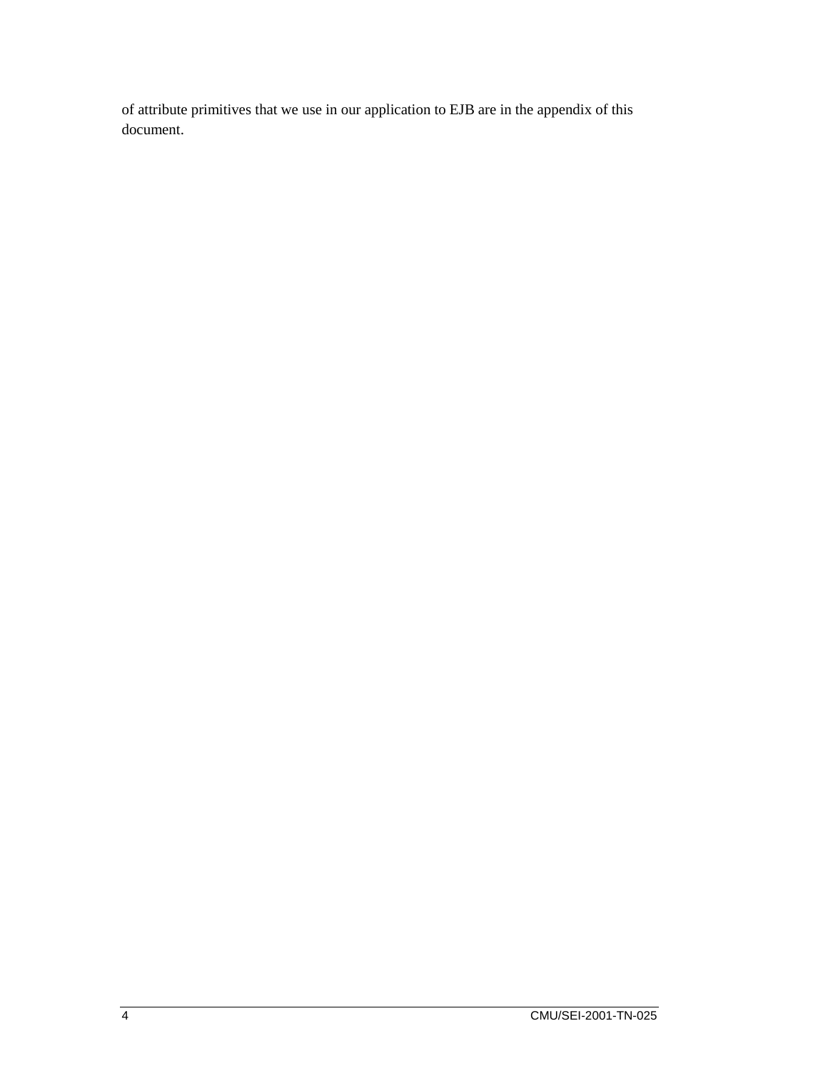of attribute primitives that we use in our application to EJB are in the appendix of this document.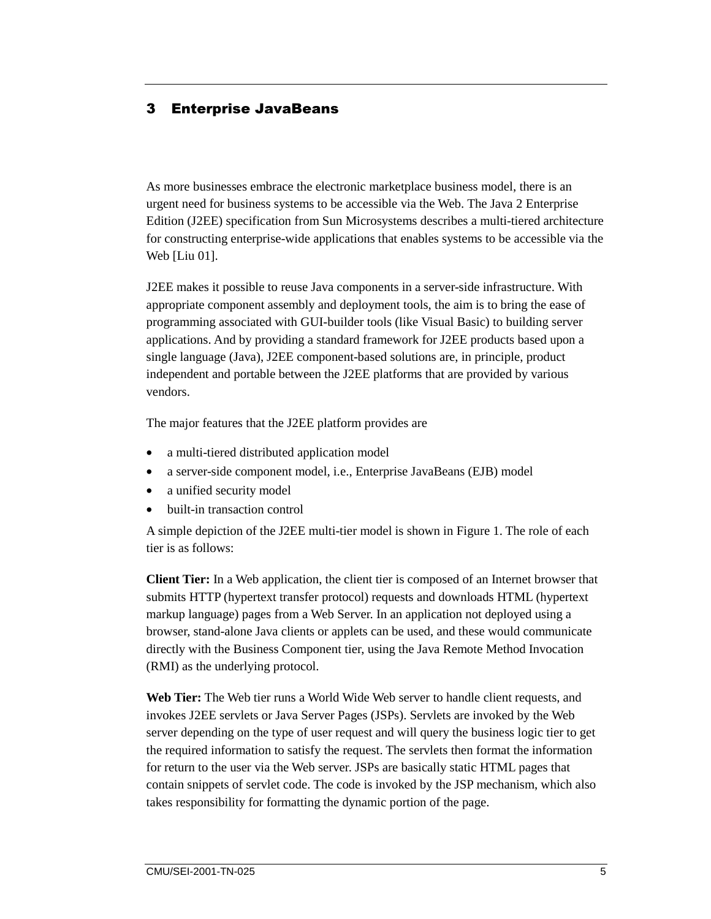# 3 Enterprise JavaBeans

As more businesses embrace the electronic marketplace business model, there is an urgent need for business systems to be accessible via the Web. The Java 2 Enterprise Edition (J2EE) specification from Sun Microsystems describes a multi-tiered architecture for constructing enterprise-wide applications that enables systems to be accessible via the Web [Liu 01].

J2EE makes it possible to reuse Java components in a server-side infrastructure. With appropriate component assembly and deployment tools, the aim is to bring the ease of programming associated with GUI-builder tools (like Visual Basic) to building server applications. And by providing a standard framework for J2EE products based upon a single language (Java), J2EE component-based solutions are, in principle, product independent and portable between the J2EE platforms that are provided by various vendors.

The major features that the J2EE platform provides are

- a multi-tiered distributed application model
- a server-side component model, i.e., Enterprise JavaBeans (EJB) model
- a unified security model
- built-in transaction control

A simple depiction of the J2EE multi-tier model is shown in Figure 1. The role of each tier is as follows:

**Client Tier:** In a Web application, the client tier is composed of an Internet browser that submits HTTP (hypertext transfer protocol) requests and downloads HTML (hypertext markup language) pages from a Web Server. In an application not deployed using a browser, stand-alone Java clients or applets can be used, and these would communicate directly with the Business Component tier, using the Java Remote Method Invocation (RMI) as the underlying protocol.

**Web Tier:** The Web tier runs a World Wide Web server to handle client requests, and invokes J2EE servlets or Java Server Pages (JSPs). Servlets are invoked by the Web server depending on the type of user request and will query the business logic tier to get the required information to satisfy the request. The servlets then format the information for return to the user via the Web server. JSPs are basically static HTML pages that contain snippets of servlet code. The code is invoked by the JSP mechanism, which also takes responsibility for formatting the dynamic portion of the page.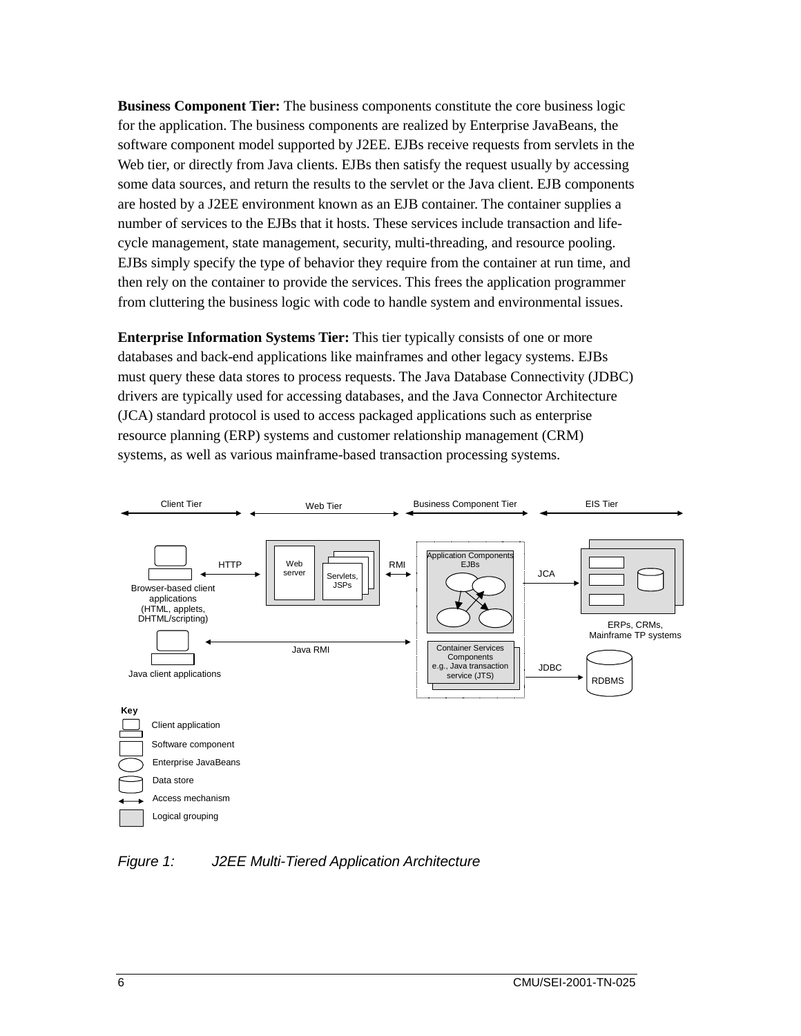**Business Component Tier:** The business components constitute the core business logic for the application. The business components are realized by Enterprise JavaBeans, the software component model supported by J2EE. EJBs receive requests from servlets in the Web tier, or directly from Java clients. EJBs then satisfy the request usually by accessing some data sources, and return the results to the servlet or the Java client. EJB components are hosted by a J2EE environment known as an EJB container. The container supplies a number of services to the EJBs that it hosts. These services include transaction and life-cycle management, state management, security, multi-threading, and resource pooling. EJBs simply specify the type of behavior they require from the container at run time, and then rely on the container to provide the services. This frees the application programmer from cluttering the business logic with code to handle system and environmental issues.

**Enterprise Information Systems Tier:** This tier typically consists of one or more databases and back-end applications like mainframes and other legacy systems. EJBs must query these data stores to process requests. The Java Database Connectivity (JDBC) drivers are typically used for accessing databases, and the Java Connector Architecture (JCA) standard protocol is used to access packaged applications such as enterprise resource planning (ERP) systems and customer relationship management (CRM) systems, as well as various mainframe-based transaction processing systems.

*Figure 1: J2EE Multi-Tiered Application Architecture*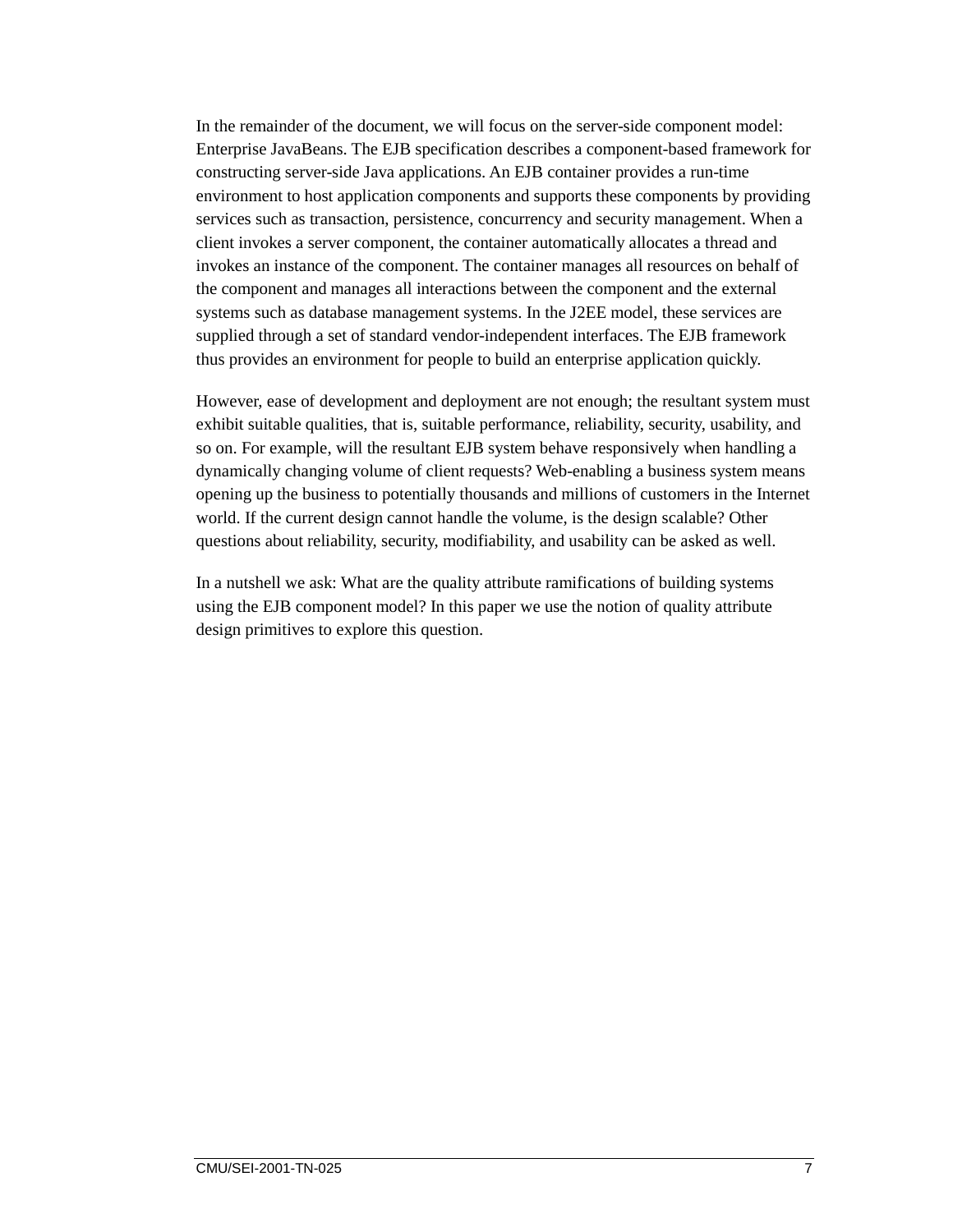In the remainder of the document, we will focus on the server-side component model: Enterprise JavaBeans. The EJB specification describes a component-based framework for constructing server-side Java applications. An EJB container provides a run-time environment to host application components and supports these components by providing services such as transaction, persistence, concurrency and security management. When a client invokes a server component, the container automatically allocates a thread and invokes an instance of the component. The container manages all resources on behalf of the component and manages all interactions between the component and the external systems such as database management systems. In the J2EE model, these services are supplied through a set of standard vendor-independent interfaces. The EJB framework thus provides an environment for people to build an enterprise application quickly.

However, ease of development and deployment are not enough; the resultant system must exhibit suitable qualities, that is, suitable performance, reliability, security, usability, and so on. For example, will the resultant EJB system behave responsively when handling a dynamically changing volume of client requests? Web-enabling a business system means opening up the business to potentially thousands and millions of customers in the Internet world. If the current design cannot handle the volume, is the design scalable? Other questions about reliability, security, modifiability, and usability can be asked as well.

In a nutshell we ask: What are the quality attribute ramifications of building systems using the EJB component model? In this paper we use the notion of quality attribute design primitives to explore this question.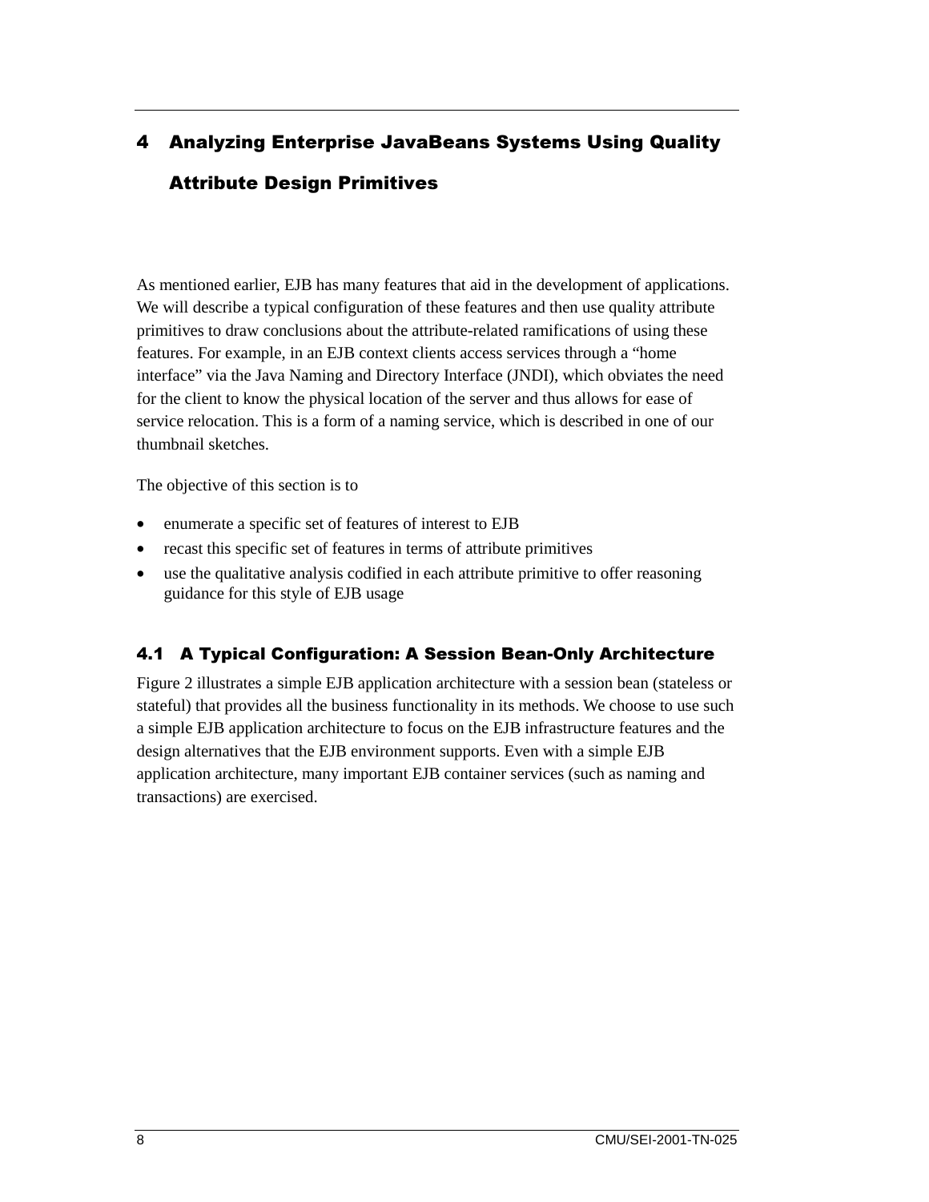# 4 Analyzing Enterprise JavaBeans Systems Using Quality Attribute Design Primitives

As mentioned earlier, EJB has many features that aid in the development of applications. We will describe a typical configuration of these features and then use quality attribute primitives to draw conclusions about the attribute-related ramifications of using these features. For example, in an EJB context clients access services through a "home interface" via the Java Naming and Directory Interface (JNDI), which obviates the need for the client to know the physical location of the server and thus allows for ease of service relocation. This is a form of a naming service, which is described in one of our thumbnail sketches.

The objective of this section is to

- enumerate a specific set of features of interest to EJB
- recast this specific set of features in terms of attribute primitives
- use the qualitative analysis codified in each attribute primitive to offer reasoning guidance for this style of EJB usage

## 4.1 A Typical Configuration: A Session Bean-Only Architecture

Figure 2 illustrates a simple EJB application architecture with a session bean (stateless or stateful) that provides all the business functionality in its methods. We choose to use such a simple EJB application architecture to focus on the EJB infrastructure features and the design alternatives that the EJB environment supports. Even with a simple EJB application architecture, many important EJB container services (such as naming and transactions) are exercised.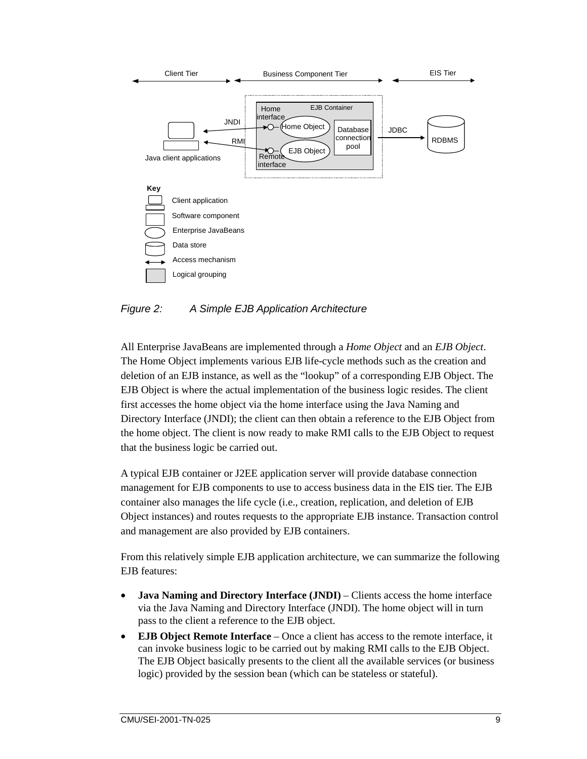*Figure 2: A Simple EJB Application Architecture*

All Enterprise JavaBeans are implemented through a *Home Object* and an *EJB Object*. The Home Object implements various EJB life-cycle methods such as the creation and deletion of an EJB instance, as well as the "lookup" of a corresponding EJB Object. The EJB Object is where the actual implementation of the business logic resides. The client first accesses the home object via the home interface using the Java Naming and Directory Interface (JNDI); the client can then obtain a reference to the EJB Object from the home object. The client is now ready to make RMI calls to the EJB Object to request that the business logic be carried out.

A typical EJB container or J2EE application server will provide database connection management for EJB components to use to access business data in the EIS tier. The EJB container also manages the life cycle (i.e., creation, replication, and deletion of EJB Object instances) and routes requests to the appropriate EJB instance. Transaction control and management are also provided by EJB containers.

From this relatively simple EJB application architecture, we can summarize the following EJB features:

- **Java Naming and Directory Interface (JNDI)** – Clients access the home interface via the Java Naming and Directory Interface (JNDI). The home object will in turn pass to the client a reference to the EJB object.
- **EJB Object Remote Interface** – Once a client has access to the remote interface, it can invoke business logic to be carried out by making RMI calls to the EJB Object. The EJB Object basically presents to the client all the available services (or business logic) provided by the session bean (which can be stateless or stateful).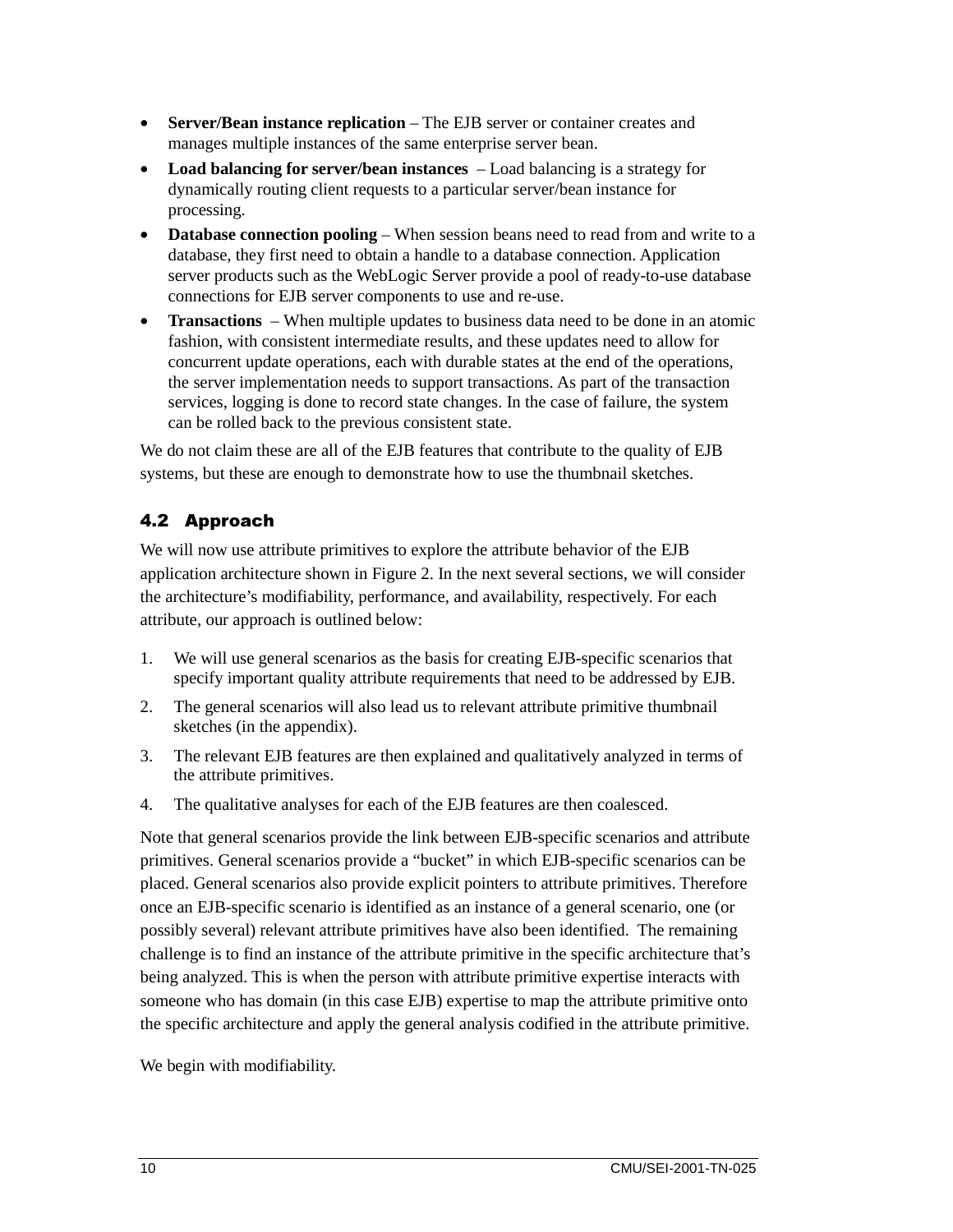- **Server/Bean instance replication** – The EJB server or container creates and manages multiple instances of the same enterprise server bean.
- **Load balancing for server/bean instances** – Load balancing is a strategy for dynamically routing client requests to a particular server/bean instance for processing.
- **Database connection pooling** – When session beans need to read from and write to a database, they first need to obtain a handle to a database connection. Application server products such as the WebLogic Server provide a pool of ready-to-use database connections for EJB server components to use and re-use.
- **Transactions** – When multiple updates to business data need to be done in an atomic fashion, with consistent intermediate results, and these updates need to allow for concurrent update operations, each with durable states at the end of the operations, the server implementation needs to support transactions. As part of the transaction services, logging is done to record state changes. In the case of failure, the system can be rolled back to the previous consistent state.

We do not claim these are all of the EJB features that contribute to the quality of EJB systems, but these are enough to demonstrate how to use the thumbnail sketches.

## 4.2 Approach

We will now use attribute primitives to explore the attribute behavior of the EJB application architecture shown in Figure 2. In the next several sections, we will consider the architecture's modifiability, performance, and availability, respectively. For each attribute, our approach is outlined below:

1. We will use general scenarios as the basis for creating EJB-specific scenarios that specify important quality attribute requirements that need to be addressed by EJB.
2. The general scenarios will also lead us to relevant attribute primitive thumbnail sketches (in the appendix).
3. The relevant EJB features are then explained and qualitatively analyzed in terms of the attribute primitives.
4. The qualitative analyses for each of the EJB features are then coalesced.

Note that general scenarios provide the link between EJB-specific scenarios and attribute primitives. General scenarios provide a "bucket" in which EJB-specific scenarios can be placed. General scenarios also provide explicit pointers to attribute primitives. Therefore once an EJB-specific scenario is identified as an instance of a general scenario, one (or possibly several) relevant attribute primitives have also been identified. The remaining challenge is to find an instance of the attribute primitive in the specific architecture that's being analyzed. This is when the person with attribute primitive expertise interacts with someone who has domain (in this case EJB) expertise to map the attribute primitive onto the specific architecture and apply the general analysis codified in the attribute primitive.

We begin with modifiability.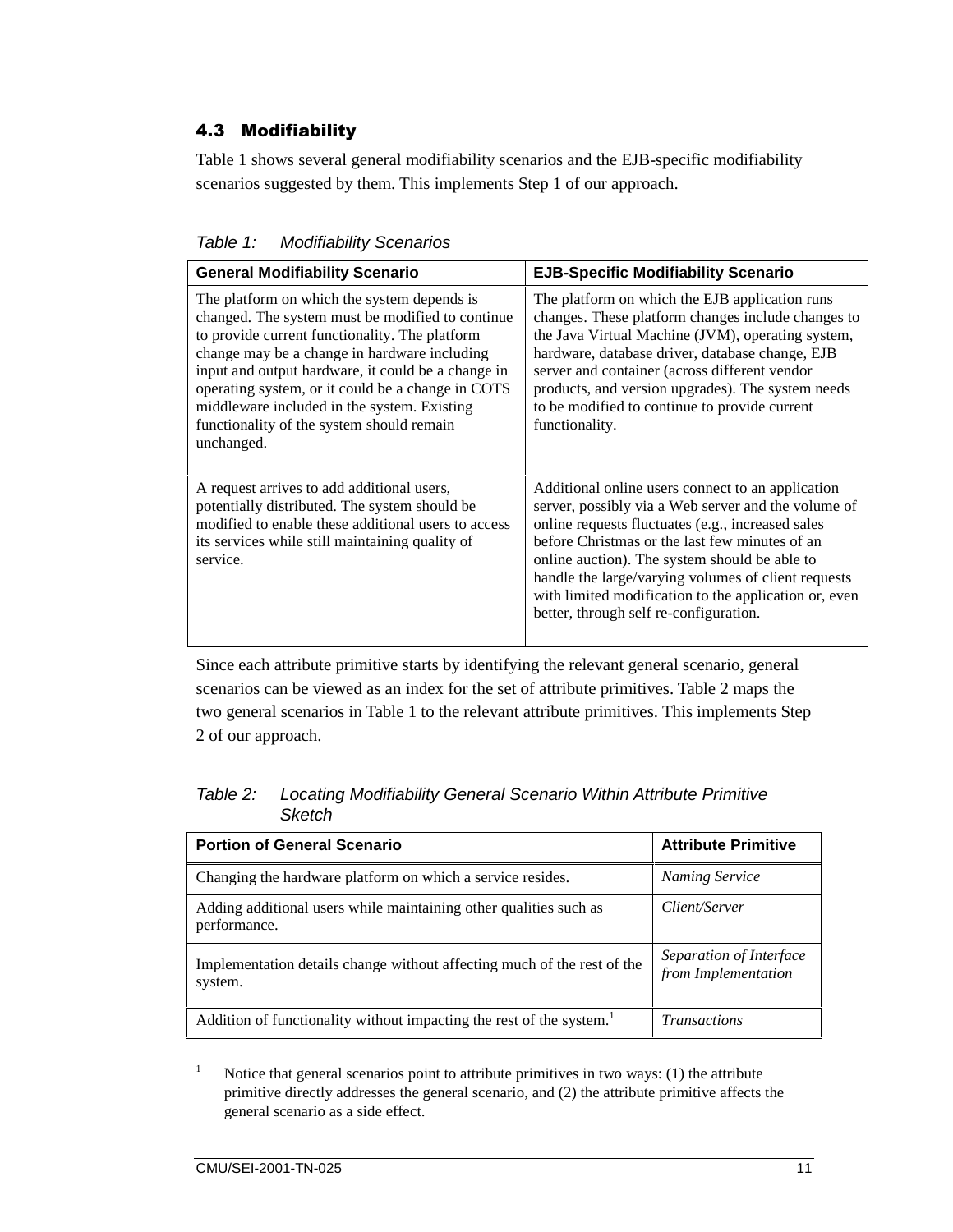### 4.3 Modifiability

Table 1 shows several general modifiability scenarios and the EJB-specific modifiability scenarios suggested by them. This implements Step 1 of our approach.

*Table 1: Modifiability Scenarios*

| General Modifiability Scenario | EJB-Specific Modifiability Scenario |
| --- | --- |
| The platform on which the system depends is changed. The system must be modified to continue to provide current functionality. The platform change may be a change in hardware including input and output hardware, it could be a change in operating system, or it could be a change in COTS middleware included in the system. Existing functionality of the system should remain unchanged. | The platform on which the EJB application runs changes. These platform changes include changes to the Java Virtual Machine (JVM), operating system, hardware, database driver, database change, EJB server and container (across different vendor products, and version upgrades). The system needs to be modified to continue to provide current functionality. |
| A request arrives to add additional users, potentially distributed. The system should be modified to enable these additional users to access its services while still maintaining quality of service. | Additional online users connect to an application server, possibly via a Web server and the volume of online requests fluctuates (e.g., increased sales before Christmas or the last few minutes of an online auction). The system should be able to handle the large/varying volumes of client requests with limited modification to the application or, even better, through self re-configuration. |

Since each attribute primitive starts by identifying the relevant general scenario, general scenarios can be viewed as an index for the set of attribute primitives. Table 2 maps the two general scenarios in Table 1 to the relevant attribute primitives. This implements Step 2 of our approach.

*Table 2: Locating Modifiability General Scenario Within Attribute Primitive Sketch*

| Portion of General Scenario | Attribute Primitive |
| --- | --- |
| Changing the hardware platform on which a service resides. | *Naming Service* |
| Adding additional users while maintaining other qualities such as performance. | *Client/Server* |
| Implementation details change without affecting much of the rest of the system. | *Separation of Interface from Implementation* |
| Addition of functionality without impacting the rest of the system.[1] | *Transactions* |

[1] Notice that general scenarios point to attribute primitives in two ways: (1) the attribute primitive directly addresses the general scenario, and (2) the attribute primitive affects the general scenario as a side effect.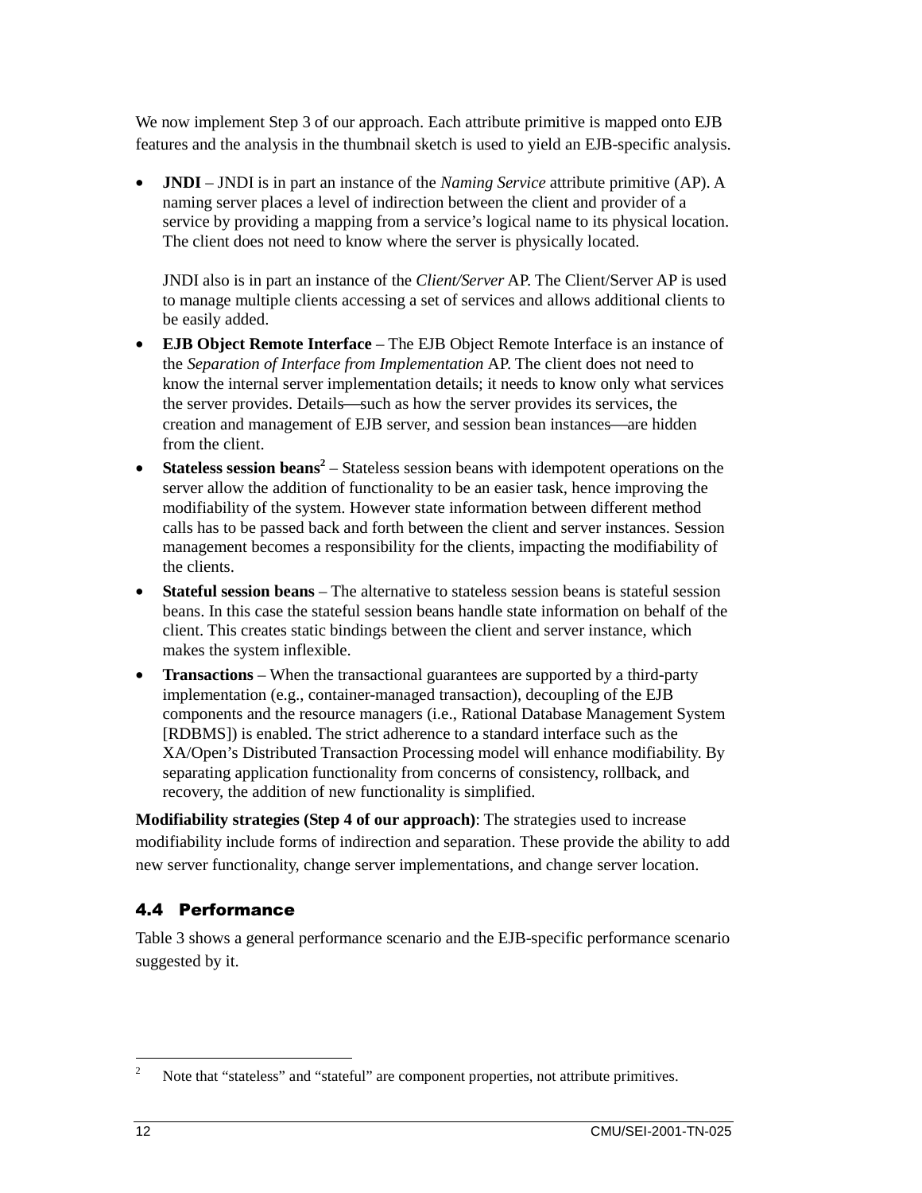We now implement Step 3 of our approach. Each attribute primitive is mapped onto EJB features and the analysis in the thumbnail sketch is used to yield an EJB-specific analysis.

- **JNDI** – JNDI is in part an instance of the *Naming Service* attribute primitive (AP). A naming server places a level of indirection between the client and provider of a service by providing a mapping from a service's logical name to its physical location. The client does not need to know where the server is physically located.

  JNDI also is in part an instance of the *Client/Server* AP. The Client/Server AP is used to manage multiple clients accessing a set of services and allows additional clients to be easily added.

- **EJB Object Remote Interface** – The EJB Object Remote Interface is an instance of the *Separation of Interface from Implementation* AP. The client does not need to know the internal server implementation details; it needs to know only what services the server provides. Details—such as how the server provides its services, the creation and management of EJB server, and session bean instances—are hidden from the client.
- **Stateless session beans**[2] – Stateless session beans with idempotent operations on the server allow the addition of functionality to be an easier task, hence improving the modifiability of the system. However state information between different method calls has to be passed back and forth between the client and server instances. Session management becomes a responsibility for the clients, impacting the modifiability of the clients.
- **Stateful session beans** – The alternative to stateless session beans is stateful session beans. In this case the stateful session beans handle state information on behalf of the client. This creates static bindings between the client and server instance, which makes the system inflexible.
- **Transactions** – When the transactional guarantees are supported by a third-party implementation (e.g., container-managed transaction), decoupling of the EJB components and the resource managers (i.e., Rational Database Management System [RDBMS]) is enabled. The strict adherence to a standard interface such as the XA/Open's Distributed Transaction Processing model will enhance modifiability. By separating application functionality from concerns of consistency, rollback, and recovery, the addition of new functionality is simplified.

**Modifiability strategies (Step 4 of our approach)**: The strategies used to increase modifiability include forms of indirection and separation. These provide the ability to add new server functionality, change server implementations, and change server location.

### 4.4 Performance

Table 3 shows a general performance scenario and the EJB-specific performance scenario suggested by it.

---

[2] Note that "stateless" and "stateful" are component properties, not attribute primitives.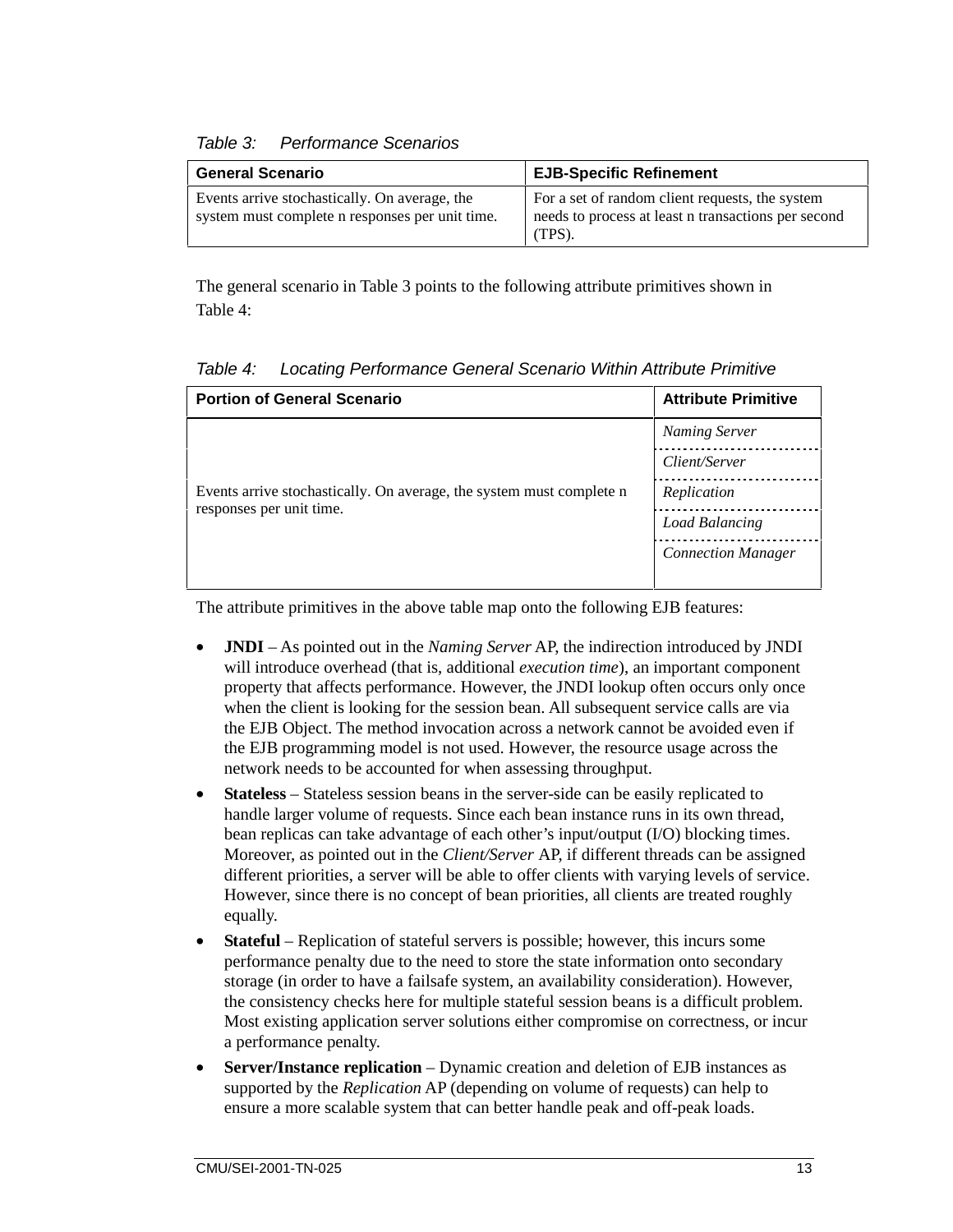*Table 3: Performance Scenarios*

| General Scenario | EJB-Specific Refinement |
|---|---|
| Events arrive stochastically. On average, the system must complete n responses per unit time. | For a set of random client requests, the system needs to process at least n transactions per second (TPS). |

The general scenario in Table 3 points to the following attribute primitives shown in Table 4:

*Table 4: Locating Performance General Scenario Within Attribute Primitive*

| Portion of General Scenario | Attribute Primitive |
|---|---|
| Events arrive stochastically. On average, the system must complete n responses per unit time. | *Naming Server* |
| | *Client/Server* |
| | *Replication* |
| | *Load Balancing* |
| | *Connection Manager* |

The attribute primitives in the above table map onto the following EJB features:

- **JNDI** – As pointed out in the *Naming Server* AP, the indirection introduced by JNDI will introduce overhead (that is, additional *execution time*), an important component property that affects performance. However, the JNDI lookup often occurs only once when the client is looking for the session bean. All subsequent service calls are via the EJB Object. The method invocation across a network cannot be avoided even if the EJB programming model is not used. However, the resource usage across the network needs to be accounted for when assessing throughput.
- **Stateless** – Stateless session beans in the server-side can be easily replicated to handle larger volume of requests. Since each bean instance runs in its own thread, bean replicas can take advantage of each other's input/output (I/O) blocking times. Moreover, as pointed out in the *Client/Server* AP, if different threads can be assigned different priorities, a server will be able to offer clients with varying levels of service. However, since there is no concept of bean priorities, all clients are treated roughly equally.
- **Stateful** – Replication of stateful servers is possible; however, this incurs some performance penalty due to the need to store the state information onto secondary storage (in order to have a failsafe system, an availability consideration). However, the consistency checks here for multiple stateful session beans is a difficult problem. Most existing application server solutions either compromise on correctness, or incur a performance penalty.
- **Server/Instance replication** – Dynamic creation and deletion of EJB instances as supported by the *Replication* AP (depending on volume of requests) can help to ensure a more scalable system that can better handle peak and off-peak loads.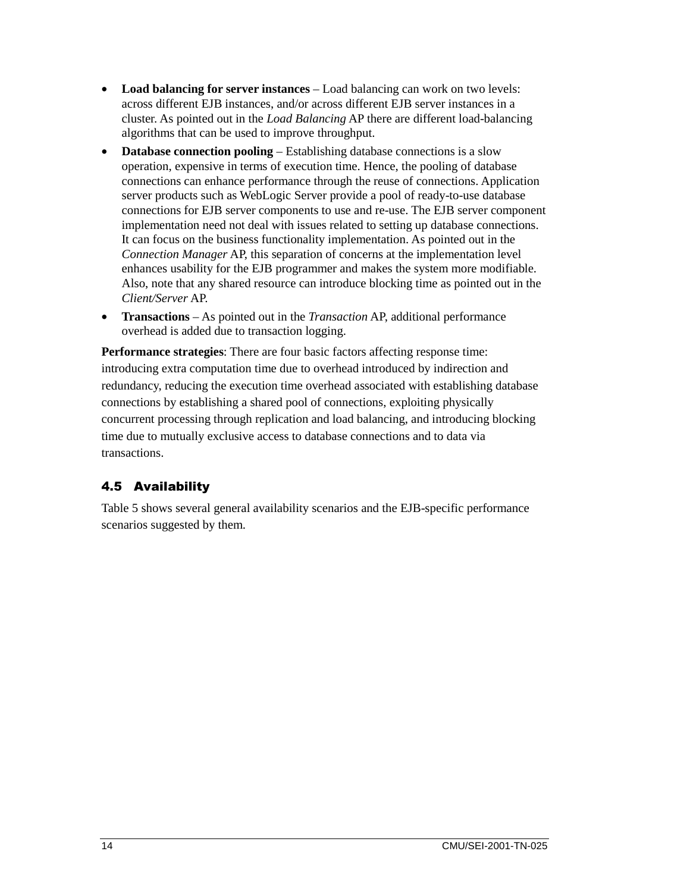- **Load balancing for server instances** – Load balancing can work on two levels: across different EJB instances, and/or across different EJB server instances in a cluster. As pointed out in the *Load Balancing* AP there are different load-balancing algorithms that can be used to improve throughput.
- **Database connection pooling** – Establishing database connections is a slow operation, expensive in terms of execution time. Hence, the pooling of database connections can enhance performance through the reuse of connections. Application server products such as WebLogic Server provide a pool of ready-to-use database connections for EJB server components to use and re-use. The EJB server component implementation need not deal with issues related to setting up database connections. It can focus on the business functionality implementation. As pointed out in the *Connection Manager* AP, this separation of concerns at the implementation level enhances usability for the EJB programmer and makes the system more modifiable. Also, note that any shared resource can introduce blocking time as pointed out in the *Client/Server* AP.
- **Transactions** – As pointed out in the *Transaction* AP, additional performance overhead is added due to transaction logging.

**Performance strategies**: There are four basic factors affecting response time: introducing extra computation time due to overhead introduced by indirection and redundancy, reducing the execution time overhead associated with establishing database connections by establishing a shared pool of connections, exploiting physically concurrent processing through replication and load balancing, and introducing blocking time due to mutually exclusive access to database connections and to data via transactions.

## 4.5 Availability

Table 5 shows several general availability scenarios and the EJB-specific performance scenarios suggested by them.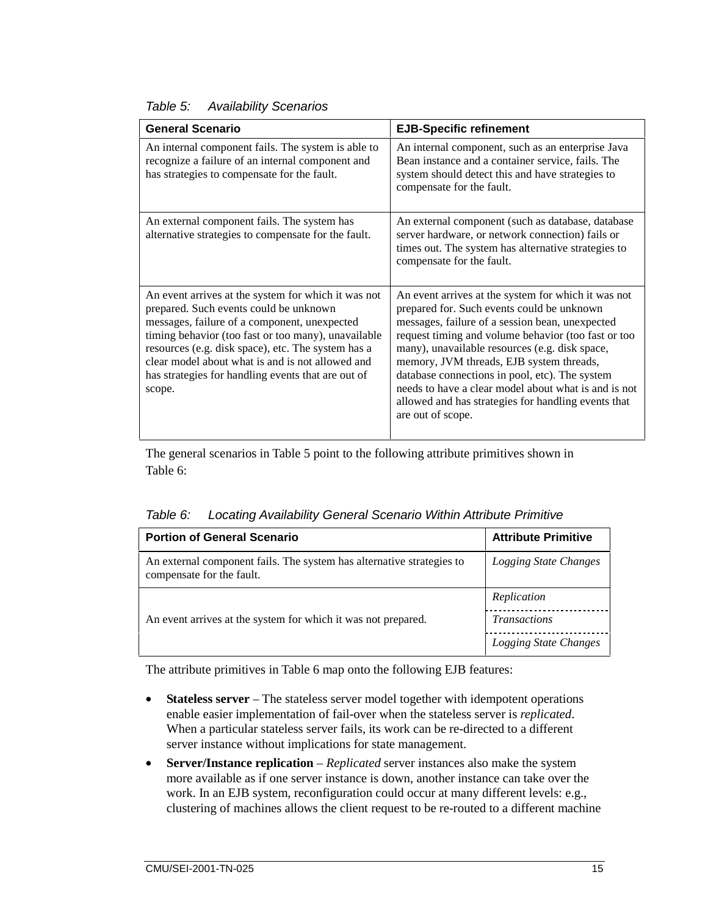*Table 5: Availability Scenarios*

| General Scenario | EJB-Specific refinement |
|---|---|
| An internal component fails. The system is able to recognize a failure of an internal component and has strategies to compensate for the fault. | An internal component, such as an enterprise Java Bean instance and a container service, fails. The system should detect this and have strategies to compensate for the fault. |
| An external component fails. The system has alternative strategies to compensate for the fault. | An external component (such as database, database server hardware, or network connection) fails or times out. The system has alternative strategies to compensate for the fault. |
| An event arrives at the system for which it was not prepared. Such events could be unknown messages, failure of a component, unexpected timing behavior (too fast or too many), unavailable resources (e.g. disk space), etc. The system has a clear model about what is and is not allowed and has strategies for handling events that are out of scope. | An event arrives at the system for which it was not prepared for. Such events could be unknown messages, failure of a session bean, unexpected request timing and volume behavior (too fast or too many), unavailable resources (e.g. disk space, memory, JVM threads, EJB system threads, database connections in pool, etc). The system needs to have a clear model about what is and is not allowed and has strategies for handling events that are out of scope. |

The general scenarios in Table 5 point to the following attribute primitives shown in Table 6:

*Table 6: Locating Availability General Scenario Within Attribute Primitive*

| Portion of General Scenario | Attribute Primitive |
|---|---|
| An external component fails. The system has alternative strategies to compensate for the fault. | *Logging State Changes* |
| An event arrives at the system for which it was not prepared. | *Replication* |
| | *Transactions* |
| | *Logging State Changes* |

The attribute primitives in Table 6 map onto the following EJB features:

- **Stateless server** – The stateless server model together with idempotent operations enable easier implementation of fail-over when the stateless server is *replicated*. When a particular stateless server fails, its work can be re-directed to a different server instance without implications for state management.
- **Server/Instance replication** – *Replicated* server instances also make the system more available as if one server instance is down, another instance can take over the work. In an EJB system, reconfiguration could occur at many different levels: e.g., clustering of machines allows the client request to be re-routed to a different machine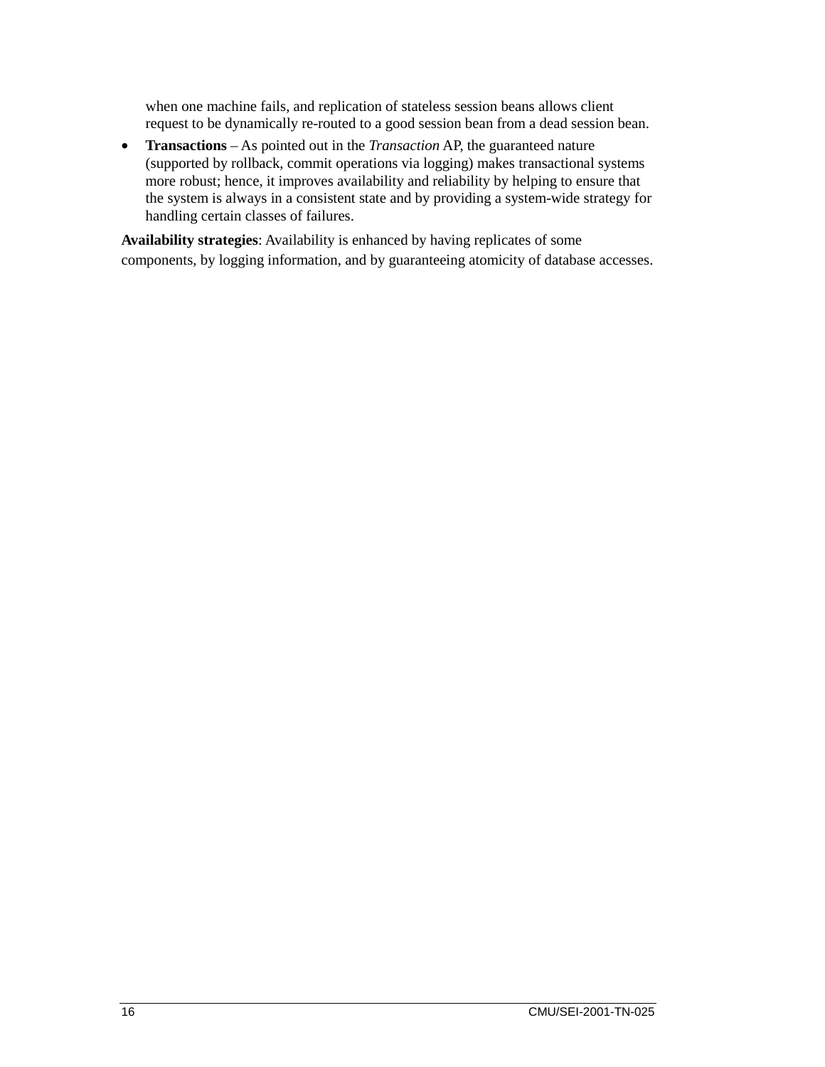when one machine fails, and replication of stateless session beans allows client request to be dynamically re-routed to a good session bean from a dead session bean.

- **Transactions** – As pointed out in the *Transaction* AP, the guaranteed nature (supported by rollback, commit operations via logging) makes transactional systems more robust; hence, it improves availability and reliability by helping to ensure that the system is always in a consistent state and by providing a system-wide strategy for handling certain classes of failures.

**Availability strategies**: Availability is enhanced by having replicates of some components, by logging information, and by guaranteeing atomicity of database accesses.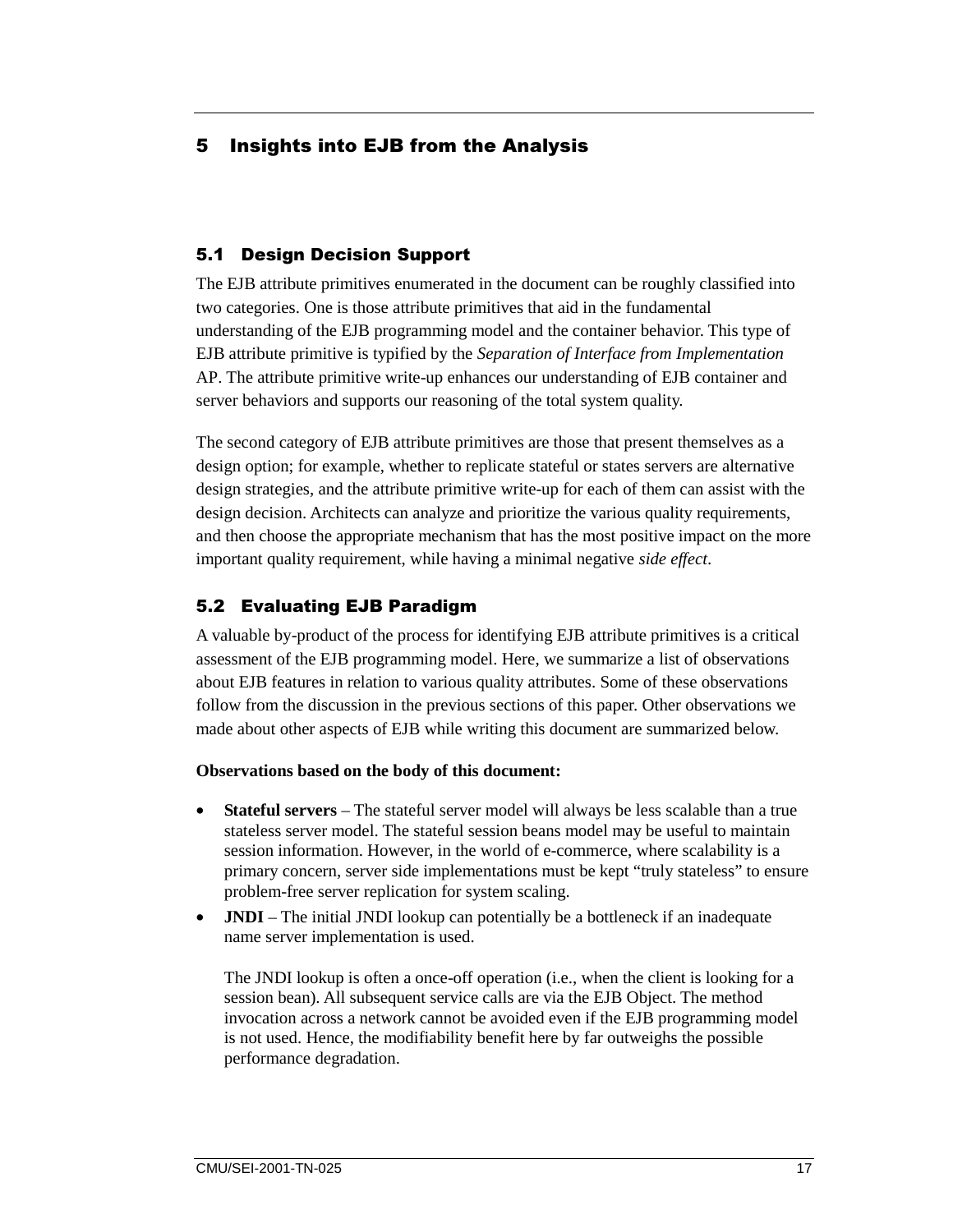## 5 Insights into EJB from the Analysis

### 5.1 Design Decision Support

The EJB attribute primitives enumerated in the document can be roughly classified into two categories. One is those attribute primitives that aid in the fundamental understanding of the EJB programming model and the container behavior. This type of EJB attribute primitive is typified by the *Separation of Interface from Implementation* AP. The attribute primitive write-up enhances our understanding of EJB container and server behaviors and supports our reasoning of the total system quality.

The second category of EJB attribute primitives are those that present themselves as a design option; for example, whether to replicate stateful or states servers are alternative design strategies, and the attribute primitive write-up for each of them can assist with the design decision. Architects can analyze and prioritize the various quality requirements, and then choose the appropriate mechanism that has the most positive impact on the more important quality requirement, while having a minimal negative *side effect*.

### 5.2 Evaluating EJB Paradigm

A valuable by-product of the process for identifying EJB attribute primitives is a critical assessment of the EJB programming model. Here, we summarize a list of observations about EJB features in relation to various quality attributes. Some of these observations follow from the discussion in the previous sections of this paper. Other observations we made about other aspects of EJB while writing this document are summarized below.

**Observations based on the body of this document:**

- **Stateful servers** – The stateful server model will always be less scalable than a true stateless server model. The stateful session beans model may be useful to maintain session information. However, in the world of e-commerce, where scalability is a primary concern, server side implementations must be kept "truly stateless" to ensure problem-free server replication for system scaling.
- **JNDI** – The initial JNDI lookup can potentially be a bottleneck if an inadequate name server implementation is used.

  The JNDI lookup is often a once-off operation (i.e., when the client is looking for a session bean). All subsequent service calls are via the EJB Object. The method invocation across a network cannot be avoided even if the EJB programming model is not used. Hence, the modifiability benefit here by far outweighs the possible performance degradation.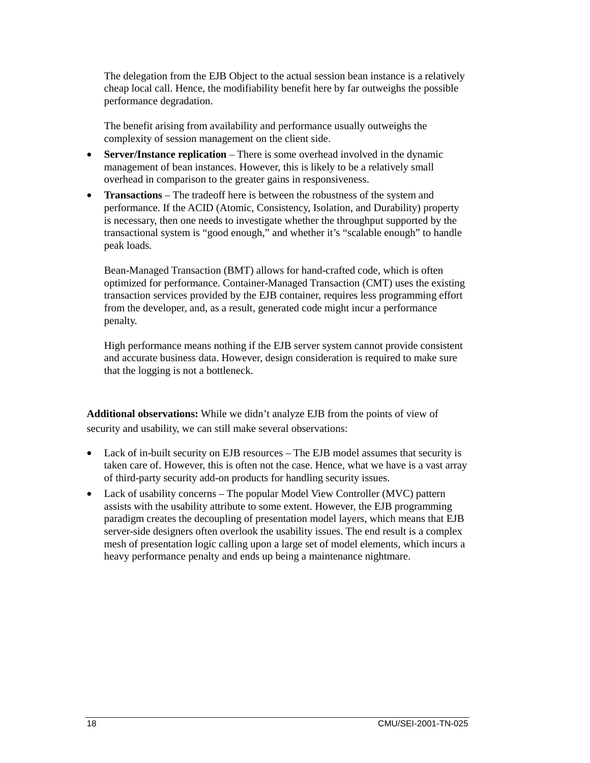The delegation from the EJB Object to the actual session bean instance is a relatively cheap local call. Hence, the modifiability benefit here by far outweighs the possible performance degradation.

The benefit arising from availability and performance usually outweighs the complexity of session management on the client side.

- **Server/Instance replication** – There is some overhead involved in the dynamic management of bean instances. However, this is likely to be a relatively small overhead in comparison to the greater gains in responsiveness.
- **Transactions** – The tradeoff here is between the robustness of the system and performance. If the ACID (Atomic, Consistency, Isolation, and Durability) property is necessary, then one needs to investigate whether the throughput supported by the transactional system is "good enough," and whether it's "scalable enough" to handle peak loads.

  Bean-Managed Transaction (BMT) allows for hand-crafted code, which is often optimized for performance. Container-Managed Transaction (CMT) uses the existing transaction services provided by the EJB container, requires less programming effort from the developer, and, as a result, generated code might incur a performance penalty.

  High performance means nothing if the EJB server system cannot provide consistent and accurate business data. However, design consideration is required to make sure that the logging is not a bottleneck.

**Additional observations:** While we didn't analyze EJB from the points of view of security and usability, we can still make several observations:

- Lack of in-built security on EJB resources – The EJB model assumes that security is taken care of. However, this is often not the case. Hence, what we have is a vast array of third-party security add-on products for handling security issues.
- Lack of usability concerns – The popular Model View Controller (MVC) pattern assists with the usability attribute to some extent. However, the EJB programming paradigm creates the decoupling of presentation model layers, which means that EJB server-side designers often overlook the usability issues. The end result is a complex mesh of presentation logic calling upon a large set of model elements, which incurs a heavy performance penalty and ends up being a maintenance nightmare.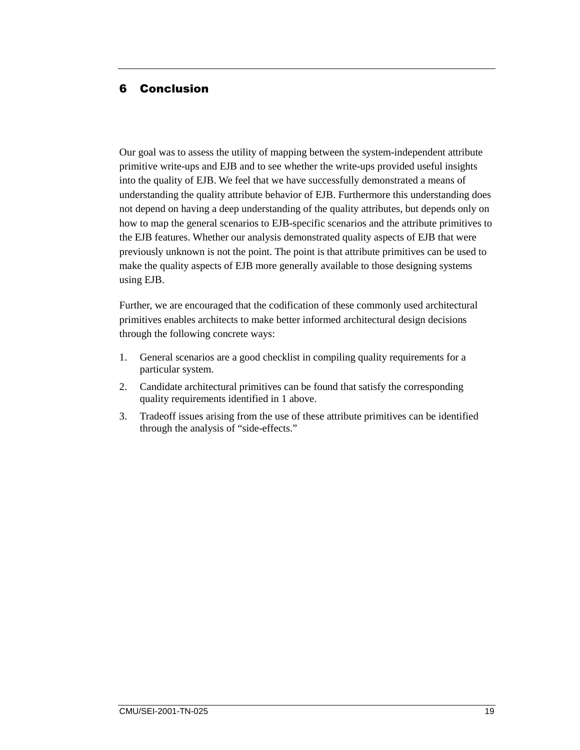# 6 Conclusion

Our goal was to assess the utility of mapping between the system-independent attribute primitive write-ups and EJB and to see whether the write-ups provided useful insights into the quality of EJB. We feel that we have successfully demonstrated a means of understanding the quality attribute behavior of EJB. Furthermore this understanding does not depend on having a deep understanding of the quality attributes, but depends only on how to map the general scenarios to EJB-specific scenarios and the attribute primitives to the EJB features. Whether our analysis demonstrated quality aspects of EJB that were previously unknown is not the point. The point is that attribute primitives can be used to make the quality aspects of EJB more generally available to those designing systems using EJB.

Further, we are encouraged that the codification of these commonly used architectural primitives enables architects to make better informed architectural design decisions through the following concrete ways:

1. General scenarios are a good checklist in compiling quality requirements for a particular system.
2. Candidate architectural primitives can be found that satisfy the corresponding quality requirements identified in 1 above.
3. Tradeoff issues arising from the use of these attribute primitives can be identified through the analysis of "side-effects."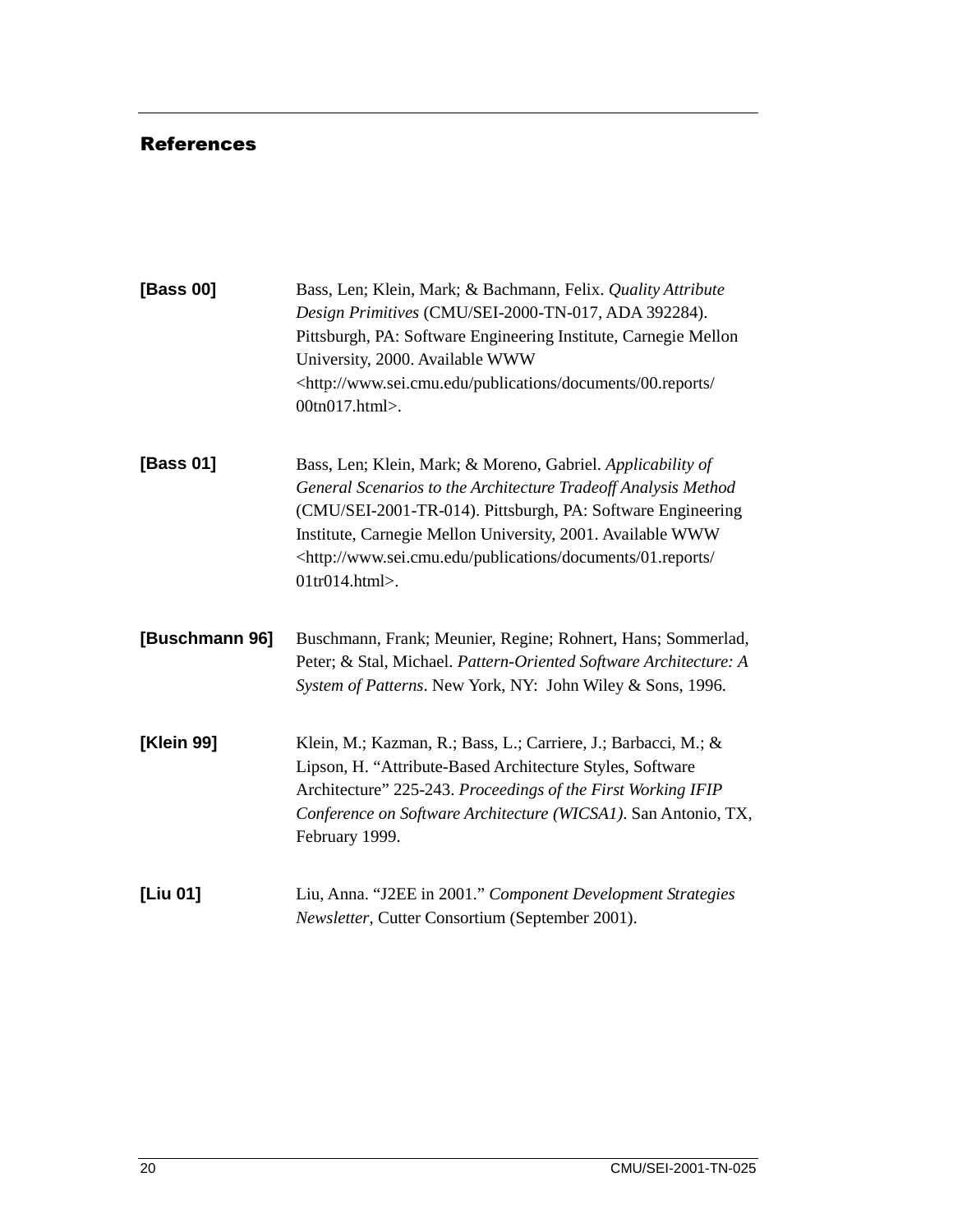# References

**[Bass 00]** Bass, Len; Klein, Mark; & Bachmann, Felix. *Quality Attribute Design Primitives* (CMU/SEI-2000-TN-017, ADA 392284). Pittsburgh, PA: Software Engineering Institute, Carnegie Mellon University, 2000. Available WWW <http://www.sei.cmu.edu/publications/documents/00.reports/00tn017.html>.

**[Bass 01]** Bass, Len; Klein, Mark; & Moreno, Gabriel. *Applicability of General Scenarios to the Architecture Tradeoff Analysis Method* (CMU/SEI-2001-TR-014). Pittsburgh, PA: Software Engineering Institute, Carnegie Mellon University, 2001. Available WWW <http://www.sei.cmu.edu/publications/documents/01.reports/01tr014.html>.

**[Buschmann 96]** Buschmann, Frank; Meunier, Regine; Rohnert, Hans; Sommerlad, Peter; & Stal, Michael. *Pattern-Oriented Software Architecture: A System of Patterns*. New York, NY: John Wiley & Sons, 1996.

**[Klein 99]** Klein, M.; Kazman, R.; Bass, L.; Carriere, J.; Barbacci, M.; & Lipson, H. “Attribute-Based Architecture Styles, Software Architecture” 225-243. *Proceedings of the First Working IFIP Conference on Software Architecture (WICSA1)*. San Antonio, TX, February 1999.

**[Liu 01]** Liu, Anna. “J2EE in 2001.” *Component Development Strategies Newsletter*, Cutter Consortium (September 2001).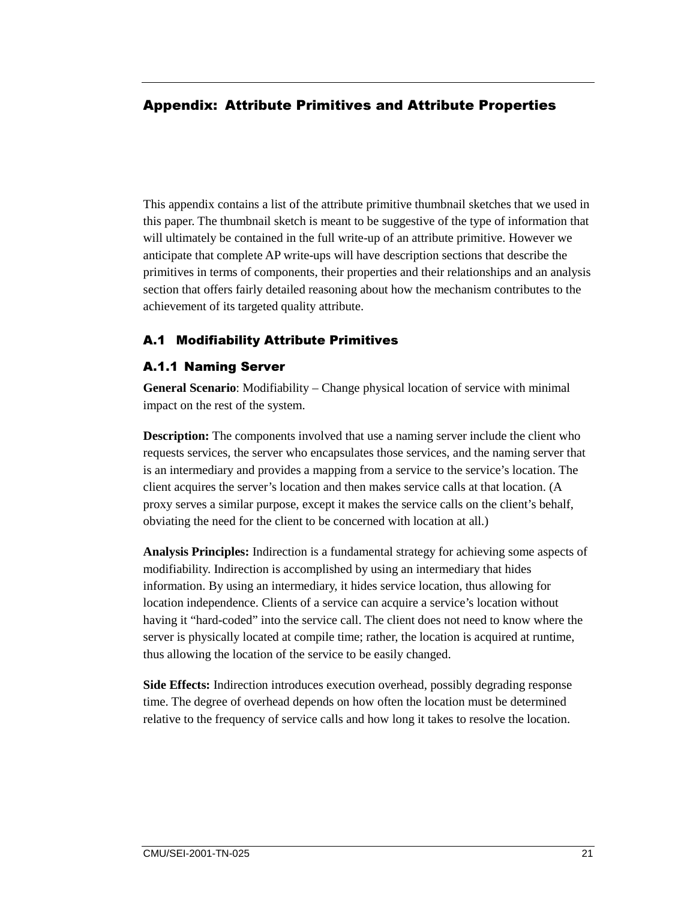# Appendix: Attribute Primitives and Attribute Properties

This appendix contains a list of the attribute primitive thumbnail sketches that we used in this paper. The thumbnail sketch is meant to be suggestive of the type of information that will ultimately be contained in the full write-up of an attribute primitive. However we anticipate that complete AP write-ups will have description sections that describe the primitives in terms of components, their properties and their relationships and an analysis section that offers fairly detailed reasoning about how the mechanism contributes to the achievement of its targeted quality attribute.

## A.1 Modifiability Attribute Primitives

### A.1.1 Naming Server

**General Scenario**: Modifiability – Change physical location of service with minimal impact on the rest of the system.

**Description:** The components involved that use a naming server include the client who requests services, the server who encapsulates those services, and the naming server that is an intermediary and provides a mapping from a service to the service's location. The client acquires the server's location and then makes service calls at that location. (A proxy serves a similar purpose, except it makes the service calls on the client's behalf, obviating the need for the client to be concerned with location at all.)

**Analysis Principles:** Indirection is a fundamental strategy for achieving some aspects of modifiability. Indirection is accomplished by using an intermediary that hides information. By using an intermediary, it hides service location, thus allowing for location independence. Clients of a service can acquire a service's location without having it "hard-coded" into the service call. The client does not need to know where the server is physically located at compile time; rather, the location is acquired at runtime, thus allowing the location of the service to be easily changed.

**Side Effects:** Indirection introduces execution overhead, possibly degrading response time. The degree of overhead depends on how often the location must be determined relative to the frequency of service calls and how long it takes to resolve the location.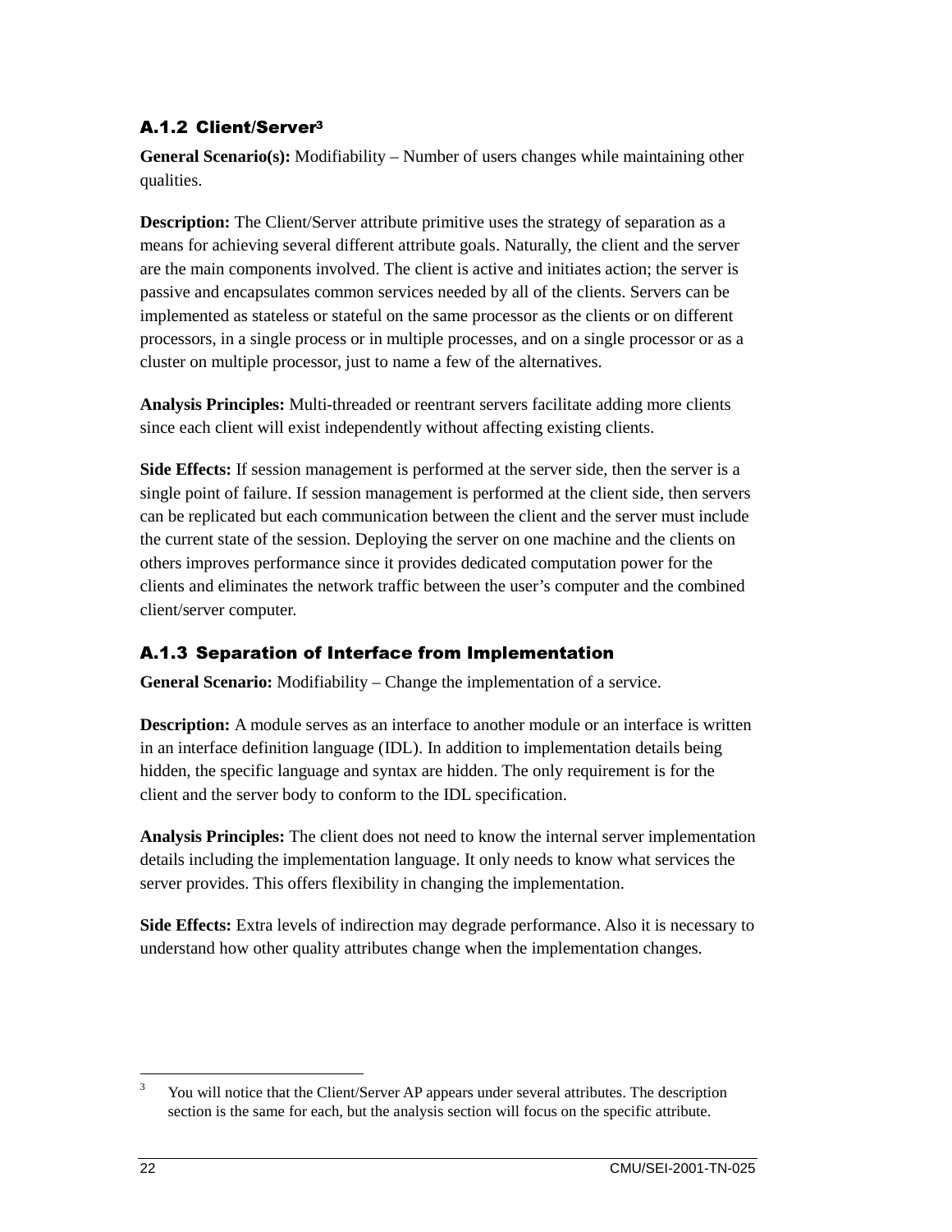### A.1.2 Client/Server[3]

**General Scenario(s):** Modifiability – Number of users changes while maintaining other qualities.

**Description:** The Client/Server attribute primitive uses the strategy of separation as a means for achieving several different attribute goals. Naturally, the client and the server are the main components involved. The client is active and initiates action; the server is passive and encapsulates common services needed by all of the clients. Servers can be implemented as stateless or stateful on the same processor as the clients or on different processors, in a single process or in multiple processes, and on a single processor or as a cluster on multiple processor, just to name a few of the alternatives.

**Analysis Principles:** Multi-threaded or reentrant servers facilitate adding more clients since each client will exist independently without affecting existing clients.

**Side Effects:** If session management is performed at the server side, then the server is a single point of failure. If session management is performed at the client side, then servers can be replicated but each communication between the client and the server must include the current state of the session. Deploying the server on one machine and the clients on others improves performance since it provides dedicated computation power for the clients and eliminates the network traffic between the user's computer and the combined client/server computer.

### A.1.3 Separation of Interface from Implementation

**General Scenario:** Modifiability – Change the implementation of a service.

**Description:** A module serves as an interface to another module or an interface is written in an interface definition language (IDL). In addition to implementation details being hidden, the specific language and syntax are hidden. The only requirement is for the client and the server body to conform to the IDL specification.

**Analysis Principles:** The client does not need to know the internal server implementation details including the implementation language. It only needs to know what services the server provides. This offers flexibility in changing the implementation.

**Side Effects:** Extra levels of indirection may degrade performance. Also it is necessary to understand how other quality attributes change when the implementation changes.

---

[3] You will notice that the Client/Server AP appears under several attributes. The description section is the same for each, but the analysis section will focus on the specific attribute.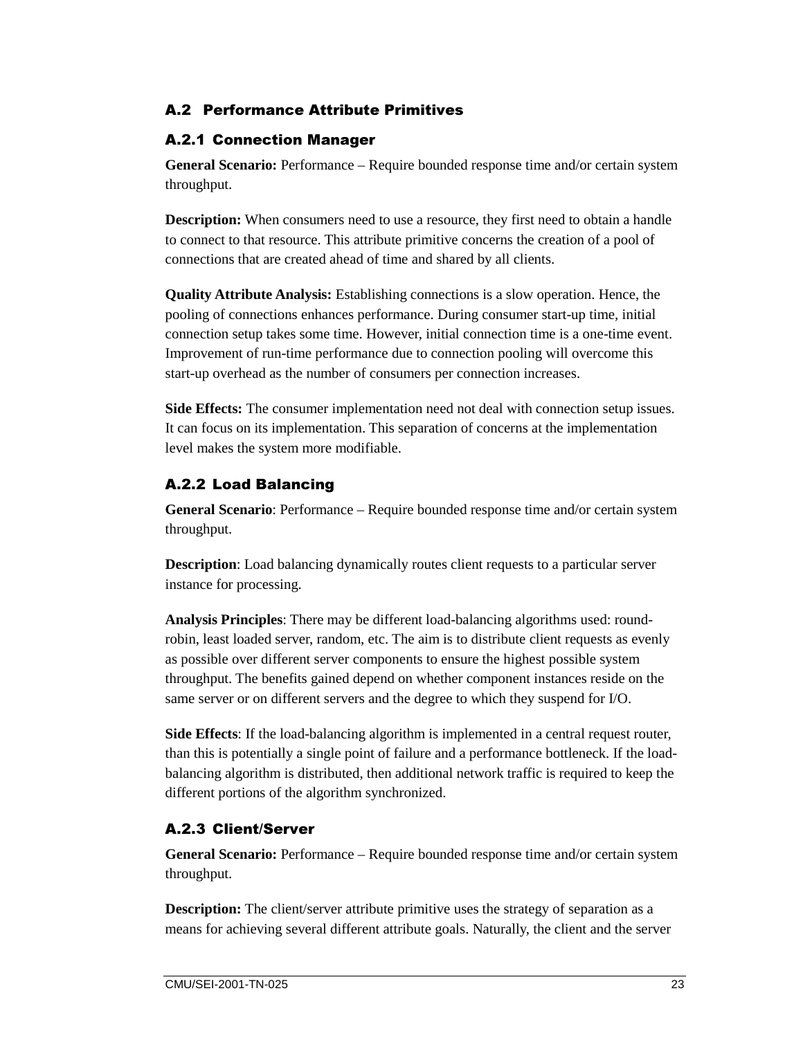## A.2 Performance Attribute Primitives

### A.2.1 Connection Manager

**General Scenario:** Performance – Require bounded response time and/or certain system throughput.

**Description:** When consumers need to use a resource, they first need to obtain a handle to connect to that resource. This attribute primitive concerns the creation of a pool of connections that are created ahead of time and shared by all clients.

**Quality Attribute Analysis:** Establishing connections is a slow operation. Hence, the pooling of connections enhances performance. During consumer start-up time, initial connection setup takes some time. However, initial connection time is a one-time event. Improvement of run-time performance due to connection pooling will overcome this start-up overhead as the number of consumers per connection increases.

**Side Effects:** The consumer implementation need not deal with connection setup issues. It can focus on its implementation. This separation of concerns at the implementation level makes the system more modifiable.

### A.2.2 Load Balancing

**General Scenario**: Performance – Require bounded response time and/or certain system throughput.

**Description**: Load balancing dynamically routes client requests to a particular server instance for processing.

**Analysis Principles**: There may be different load-balancing algorithms used: round-robin, least loaded server, random, etc. The aim is to distribute client requests as evenly as possible over different server components to ensure the highest possible system throughput. The benefits gained depend on whether component instances reside on the same server or on different servers and the degree to which they suspend for I/O.

**Side Effects**: If the load-balancing algorithm is implemented in a central request router, than this is potentially a single point of failure and a performance bottleneck. If the load-balancing algorithm is distributed, then additional network traffic is required to keep the different portions of the algorithm synchronized.

### A.2.3 Client/Server

**General Scenario:** Performance – Require bounded response time and/or certain system throughput.

**Description:** The client/server attribute primitive uses the strategy of separation as a means for achieving several different attribute goals. Naturally, the client and the server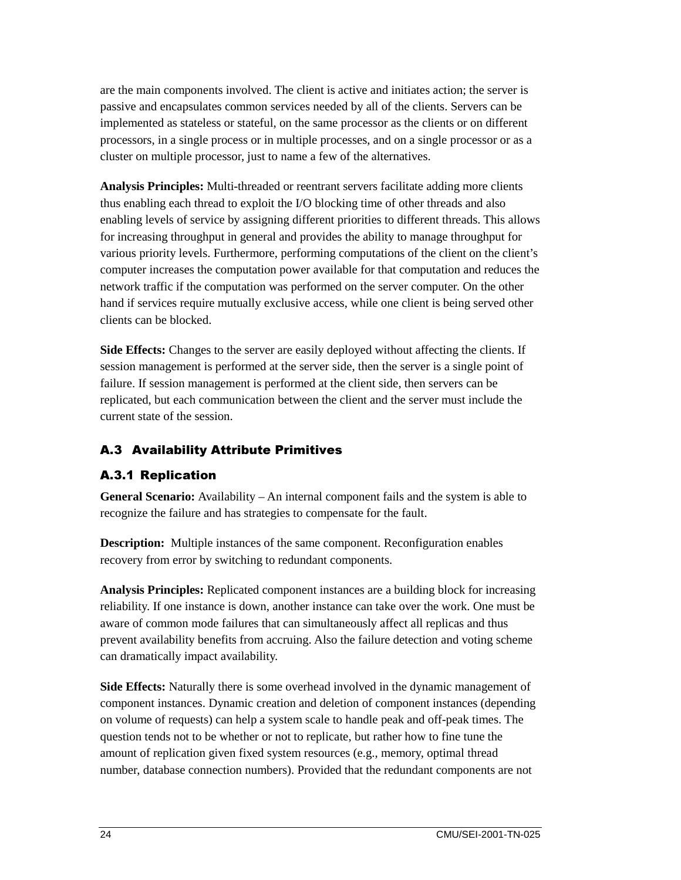are the main components involved. The client is active and initiates action; the server is passive and encapsulates common services needed by all of the clients. Servers can be implemented as stateless or stateful, on the same processor as the clients or on different processors, in a single process or in multiple processes, and on a single processor or as a cluster on multiple processor, just to name a few of the alternatives.

**Analysis Principles:** Multi-threaded or reentrant servers facilitate adding more clients thus enabling each thread to exploit the I/O blocking time of other threads and also enabling levels of service by assigning different priorities to different threads. This allows for increasing throughput in general and provides the ability to manage throughput for various priority levels. Furthermore, performing computations of the client on the client's computer increases the computation power available for that computation and reduces the network traffic if the computation was performed on the server computer. On the other hand if services require mutually exclusive access, while one client is being served other clients can be blocked.

**Side Effects:** Changes to the server are easily deployed without affecting the clients. If session management is performed at the server side, then the server is a single point of failure. If session management is performed at the client side, then servers can be replicated, but each communication between the client and the server must include the current state of the session.

## A.3 Availability Attribute Primitives

### A.3.1 Replication

**General Scenario:** Availability – An internal component fails and the system is able to recognize the failure and has strategies to compensate for the fault.

**Description:** Multiple instances of the same component. Reconfiguration enables recovery from error by switching to redundant components.

**Analysis Principles:** Replicated component instances are a building block for increasing reliability. If one instance is down, another instance can take over the work. One must be aware of common mode failures that can simultaneously affect all replicas and thus prevent availability benefits from accruing. Also the failure detection and voting scheme can dramatically impact availability.

**Side Effects:** Naturally there is some overhead involved in the dynamic management of component instances. Dynamic creation and deletion of component instances (depending on volume of requests) can help a system scale to handle peak and off-peak times. The question tends not to be whether or not to replicate, but rather how to fine tune the amount of replication given fixed system resources (e.g., memory, optimal thread number, database connection numbers). Provided that the redundant components are not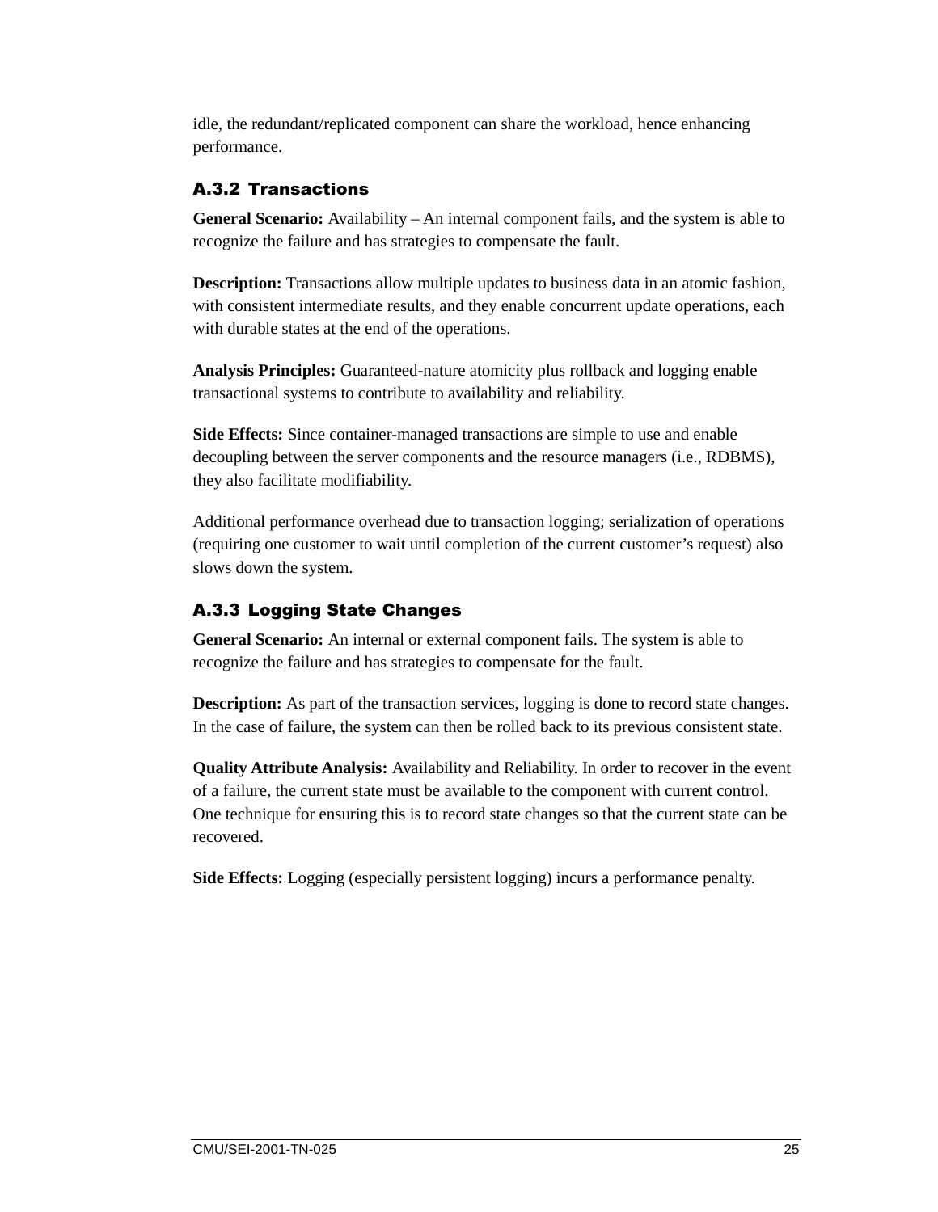idle, the redundant/replicated component can share the workload, hence enhancing performance.

### A.3.2 Transactions

**General Scenario:** Availability – An internal component fails, and the system is able to recognize the failure and has strategies to compensate the fault.

**Description:** Transactions allow multiple updates to business data in an atomic fashion, with consistent intermediate results, and they enable concurrent update operations, each with durable states at the end of the operations.

**Analysis Principles:** Guaranteed-nature atomicity plus rollback and logging enable transactional systems to contribute to availability and reliability.

**Side Effects:** Since container-managed transactions are simple to use and enable decoupling between the server components and the resource managers (i.e., RDBMS), they also facilitate modifiability.

Additional performance overhead due to transaction logging; serialization of operations (requiring one customer to wait until completion of the current customer's request) also slows down the system.

### A.3.3 Logging State Changes

**General Scenario:** An internal or external component fails. The system is able to recognize the failure and has strategies to compensate for the fault.

**Description:** As part of the transaction services, logging is done to record state changes. In the case of failure, the system can then be rolled back to its previous consistent state.

**Quality Attribute Analysis:** Availability and Reliability. In order to recover in the event of a failure, the current state must be available to the component with current control. One technique for ensuring this is to record state changes so that the current state can be recovered.

**Side Effects:** Logging (especially persistent logging) incurs a performance penalty.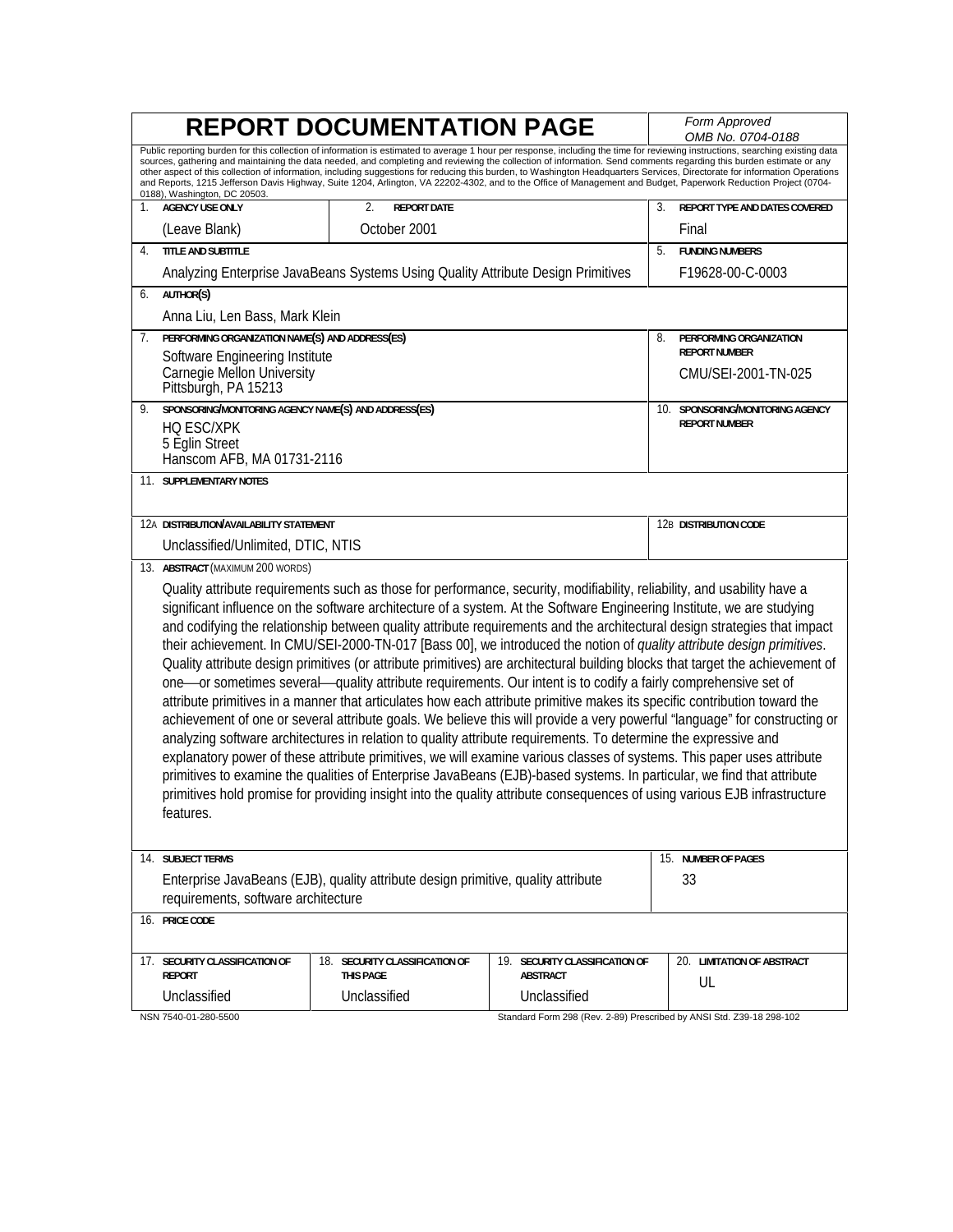# REPORT DOCUMENTATION PAGE

*Form Approved*
*OMB No. 0704-0188*

Public reporting burden for this collection of information is estimated to average 1 hour per response, including the time for reviewing instructions, searching existing data sources, gathering and maintaining the data needed, and completing and reviewing the collection of information. Send comments regarding this burden estimate or any other aspect of this collection of information, including suggestions for reducing this burden, to Washington Headquarters Services, Directorate for information Operations and Reports, 1215 Jefferson Davis Highway, Suite 1204, Arlington, VA 22202-4302, and to the Office of Management and Budget, Paperwork Reduction Project (0704-0188), Washington, DC 20503.

| | | |
|---|---|---|
| 1. **AGENCY USE ONLY** (Leave Blank) | 2. **REPORT DATE** October 2001 | 3. **REPORT TYPE AND DATES COVERED** Final |
| 4. **TITLE AND SUBTITLE** Analyzing Enterprise JavaBeans Systems Using Quality Attribute Design Primitives | | 5. **FUNDING NUMBERS** F19628-00-C-0003 |
| 6. **AUTHOR(S)** Anna Liu, Len Bass, Mark Klein | | |
| 7. **PERFORMING ORGANIZATION NAME(S) AND ADDRESS(ES)** Software Engineering Institute Carnegie Mellon University Pittsburgh, PA 15213 | | 8. **PERFORMING ORGANIZATION REPORT NUMBER** CMU/SEI-2001-TN-025 |
| 9. **SPONSORING/MONITORING AGENCY NAME(S) AND ADDRESS(ES)** HQ ESC/XPK 5 Eglin Street Hanscom AFB, MA 01731-2116 | | 10. **SPONSORING/MONITORING AGENCY REPORT NUMBER** |
| 11. **SUPPLEMENTARY NOTES** | | |
| 12A **DISTRIBUTION/AVAILABILITY STATEMENT** Unclassified/Unlimited, DTIC, NTIS | | 12B **DISTRIBUTION CODE** |

13. **ABSTRACT** (MAXIMUM 200 WORDS)

Quality attribute requirements such as those for performance, security, modifiability, reliability, and usability have a significant influence on the software architecture of a system. At the Software Engineering Institute, we are studying and codifying the relationship between quality attribute requirements and the architectural design strategies that impact their achievement. In CMU/SEI-2000-TN-017 [Bass 00], we introduced the notion of *quality attribute design primitives*. Quality attribute design primitives (or attribute primitives) are architectural building blocks that target the achievement of one—or sometimes several—quality attribute requirements. Our intent is to codify a fairly comprehensive set of attribute primitives in a manner that articulates how each attribute primitive makes its specific contribution toward the achievement of one or several attribute goals. We believe this will provide a very powerful "language" for constructing or analyzing software architectures in relation to quality attribute requirements. To determine the expressive and explanatory power of these attribute primitives, we will examine various classes of systems. This paper uses attribute primitives to examine the qualities of Enterprise JavaBeans (EJB)-based systems. In particular, we find that attribute primitives hold promise for providing insight into the quality attribute consequences of using various EJB infrastructure features.

| | | | |
|---|---|---|---|
| 14. **SUBJECT TERMS** Enterprise JavaBeans (EJB), quality attribute design primitive, quality attribute requirements, software architecture | | | 15. **NUMBER OF PAGES** 33 |
| 16. **PRICE CODE** | | | |
| 17. **SECURITY CLASSIFICATION OF REPORT** Unclassified | 18. **SECURITY CLASSIFICATION OF THIS PAGE** Unclassified | 19. **SECURITY CLASSIFICATION OF ABSTRACT** Unclassified | 20. **LIMITATION OF ABSTRACT** UL |

NSN 7540-01-280-5500 Standard Form 298 (Rev. 2-89) Prescribed by ANSI Std. Z39-18 298-102